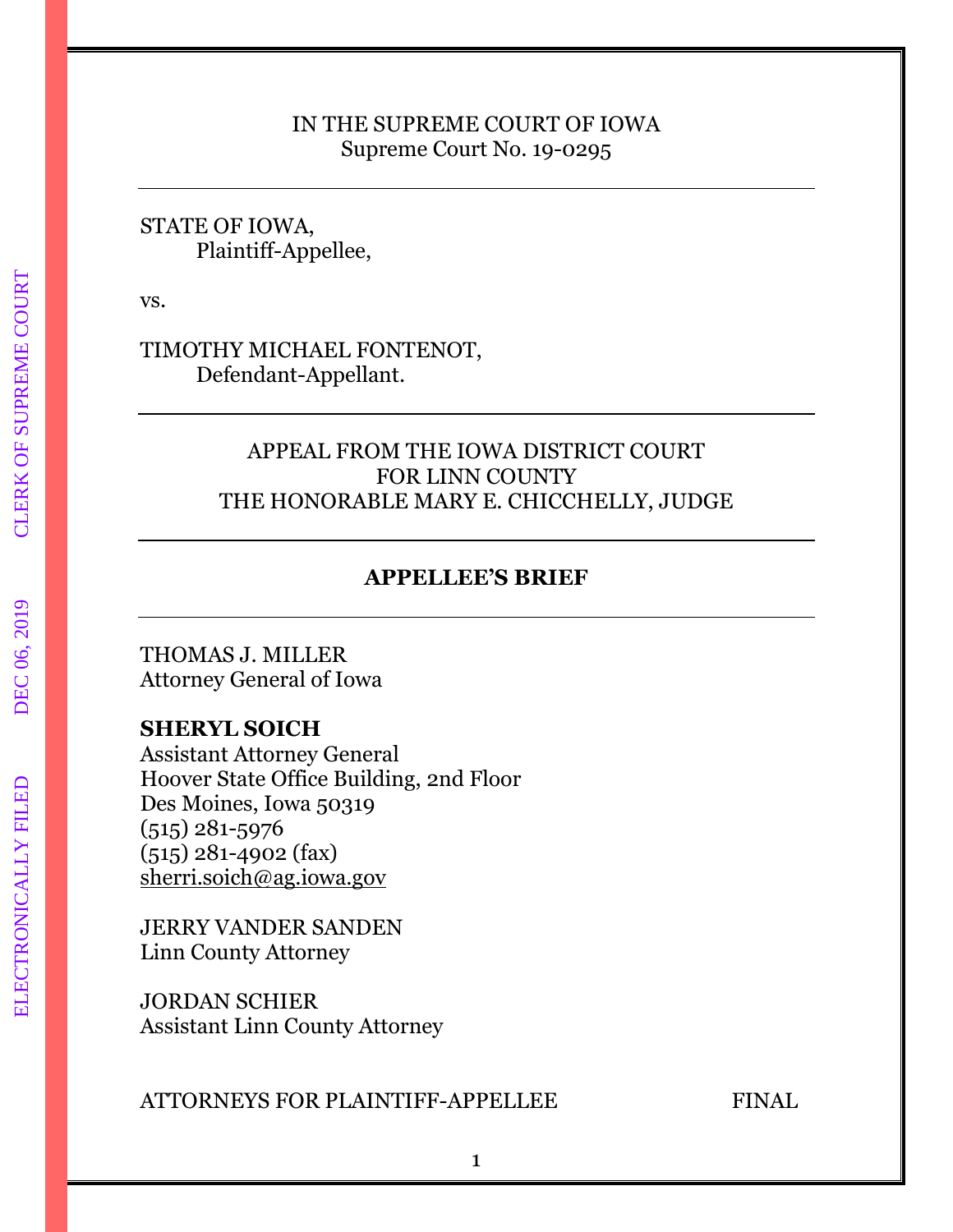IN THE SUPREME COURT OF IOWA
Supreme Court No. 19-0295

---

STATE OF IOWA,
Plaintiff-Appellee,

vs.

TIMOTHY MICHAEL FONTENOT,
Defendant-Appellant.

---

APPEAL FROM THE IOWA DISTRICT COURT
FOR LINN COUNTY
THE HONORABLE MARY E. CHICCHELLY, JUDGE

---

## APPELLEE'S BRIEF

---

THOMAS J. MILLER
Attorney General of Iowa

**SHERYL SOICH**
Assistant Attorney General
Hoover State Office Building, 2nd Floor
Des Moines, Iowa 50319
(515) 281-5976
(515) 281-4902 (fax)
sherri.soich@ag.iowa.gov

JERRY VANDER SANDEN
Linn County Attorney

JORDAN SCHIER
Assistant Linn County Attorney

ATTORNEYS FOR PLAINTIFF-APPELLEE FINAL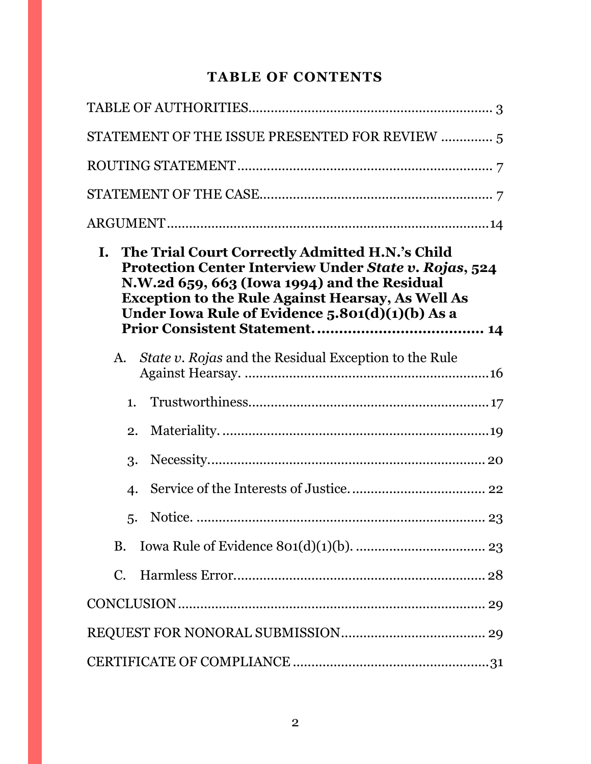# TABLE OF CONTENTS

TABLE OF AUTHORITIES .................................................................. 3

STATEMENT OF THE ISSUE PRESENTED FOR REVIEW ............. 5

ROUTING STATEMENT ..................................................................... 7

STATEMENT OF THE CASE ............................................................. 7

ARGUMENT ....................................................................................... 14

**I. The Trial Court Correctly Admitted H.N.'s Child Protection Center Interview Under *State v. Rojas*, 524 N.W.2d 659, 663 (Iowa 1994) and the Residual Exception to the Rule Against Hearsay, As Well As Under Iowa Rule of Evidence 5.801(d)(1)(b) As a Prior Consistent Statement. ...................................... 14**

- A. *State v. Rojas* and the Residual Exception to the Rule Against Hearsay. ................................................................... 16
  1. Trustworthiness. ................................................................ 17
  2. Materiality. ........................................................................ 19
  3. Necessity. ........................................................................... 20
  4. Service of the Interests of Justice. .................................... 22
  5. Notice. ............................................................................... 23
- B. Iowa Rule of Evidence 801(d)(1)(b). ................................... 23
- C. Harmless Error. .................................................................... 28

CONCLUSION .................................................................................... 29

REQUEST FOR NONORAL SUBMISSION ....................................... 29

CERTIFICATE OF COMPLIANCE .................................................... 31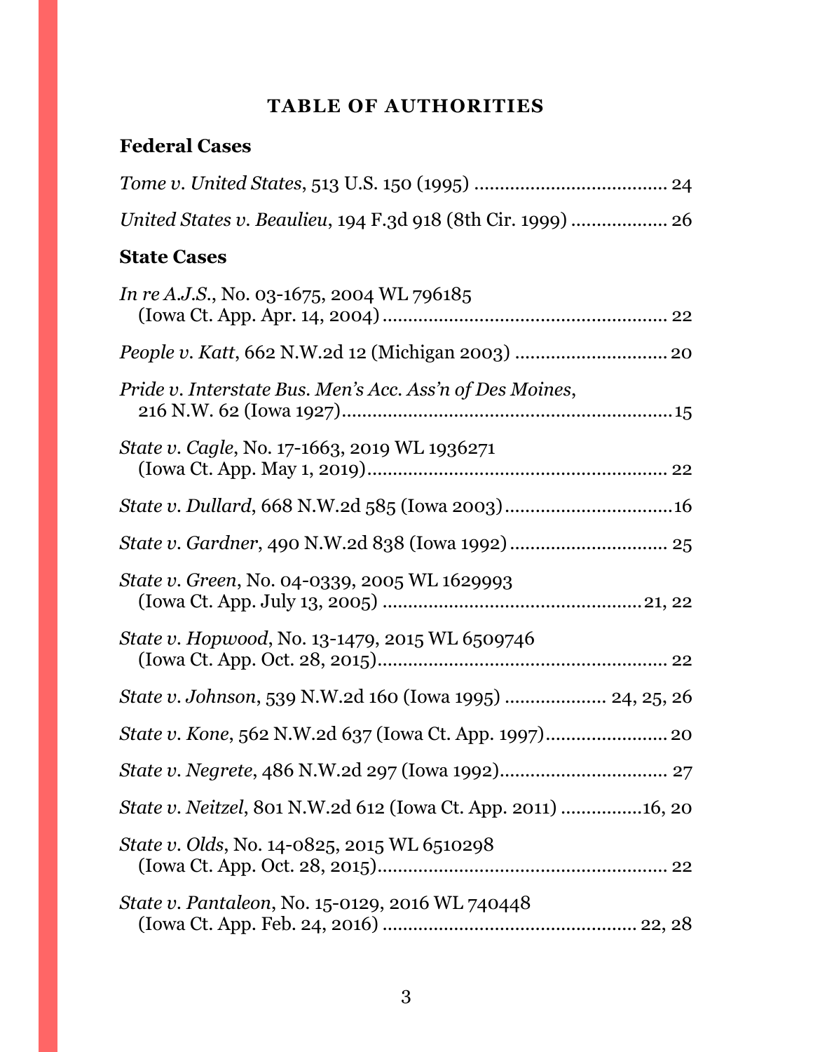# TABLE OF AUTHORITIES

## Federal Cases

*Tome v. United States*, 513 U.S. 150 (1995) ...................................... 24

*United States v. Beaulieu*, 194 F.3d 918 (8th Cir. 1999) .................. 26

## State Cases

*In re A.J.S.*, No. 03-1675, 2004 WL 796185
(Iowa Ct. App. Apr. 14, 2004) ....................................................... 22

*People v. Katt*, 662 N.W.2d 12 (Michigan 2003) ............................. 20

*Pride v. Interstate Bus. Men's Acc. Ass'n of Des Moines*,
216 N.W. 62 (Iowa 1927) ................................................................. 15

*State v. Cagle*, No. 17-1663, 2019 WL 1936271
(Iowa Ct. App. May 1, 2019) ........................................................... 22

*State v. Dullard*, 668 N.W.2d 585 (Iowa 2003) ................................. 16

*State v. Gardner*, 490 N.W.2d 838 (Iowa 1992) ............................... 25

*State v. Green*, No. 04-0339, 2005 WL 1629993
(Iowa Ct. App. July 13, 2005) ................................................... 21, 22

*State v. Hopwood*, No. 13-1479, 2015 WL 6509746
(Iowa Ct. App. Oct. 28, 2015) ......................................................... 22

*State v. Johnson*, 539 N.W.2d 160 (Iowa 1995) .................... 24, 25, 26

*State v. Kone*, 562 N.W.2d 637 (Iowa Ct. App. 1997) ........................ 20

*State v. Negrete*, 486 N.W.2d 297 (Iowa 1992) ................................. 27

*State v. Neitzel*, 801 N.W.2d 612 (Iowa Ct. App. 2011) ................ 16, 20

*State v. Olds*, No. 14-0825, 2015 WL 6510298
(Iowa Ct. App. Oct. 28, 2015) ......................................................... 22

*State v. Pantaleon*, No. 15-0129, 2016 WL 740448
(Iowa Ct. App. Feb. 24, 2016) ................................................. 22, 28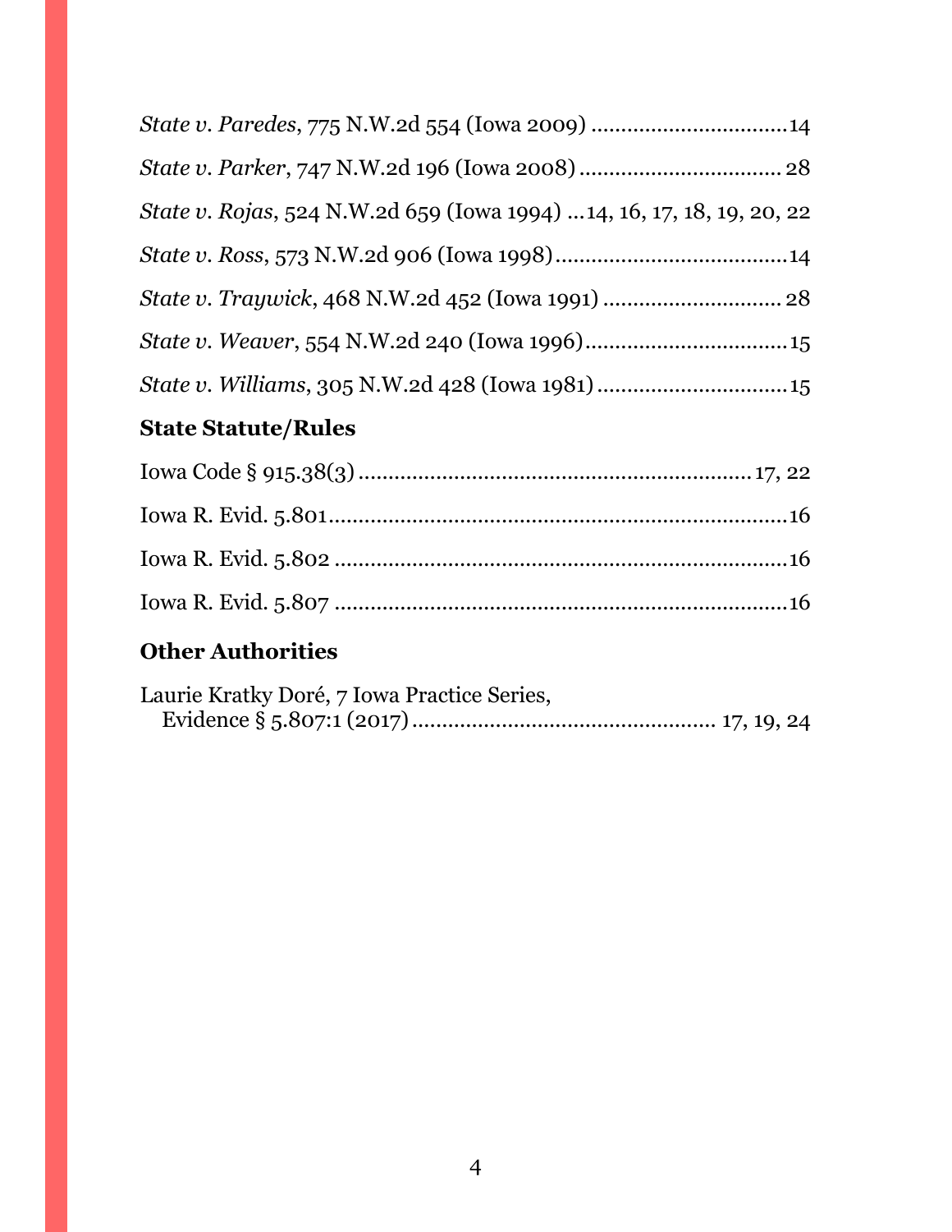*State v. Paredes*, 775 N.W.2d 554 (Iowa 2009) ................................14

*State v. Parker*, 747 N.W.2d 196 (Iowa 2008) ................................. 28

*State v. Rojas*, 524 N.W.2d 659 (Iowa 1994) ...14, 16, 17, 18, 19, 20, 22

*State v. Ross*, 573 N.W.2d 906 (Iowa 1998)......................................14

*State v. Traywick*, 468 N.W.2d 452 (Iowa 1991) ............................. 28

*State v. Weaver*, 554 N.W.2d 240 (Iowa 1996).................................15

*State v. Williams*, 305 N.W.2d 428 (Iowa 1981) ...............................15

### State Statute/Rules

Iowa Code § 915.38(3) ................................................................. 17, 22

Iowa R. Evid. 5.801.............................................................................16

Iowa R. Evid. 5.802 ............................................................................16

Iowa R. Evid. 5.807 ............................................................................16

### Other Authorities

Laurie Kratky Doré, 7 Iowa Practice Series,
Evidence § 5.807:1 (2017) .................................................. 17, 19, 24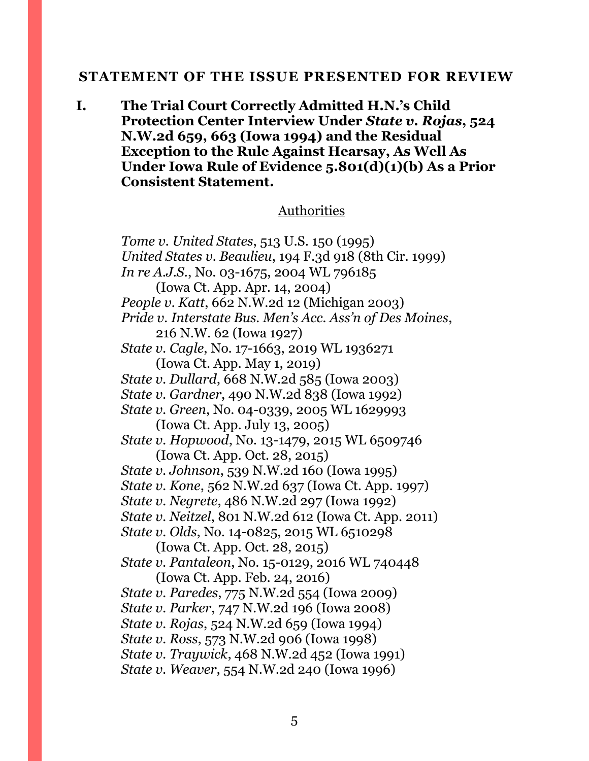## STATEMENT OF THE ISSUE PRESENTED FOR REVIEW

**I. The Trial Court Correctly Admitted H.N.'s Child Protection Center Interview Under *State v. Rojas*, 524 N.W.2d 659, 663 (Iowa 1994) and the Residual Exception to the Rule Against Hearsay, As Well As Under Iowa Rule of Evidence 5.801(d)(1)(b) As a Prior Consistent Statement.**

Authorities

*Tome v. United States*, 513 U.S. 150 (1995)
*United States v. Beaulieu*, 194 F.3d 918 (8th Cir. 1999)
*In re A.J.S.*, No. 03-1675, 2004 WL 796185 (Iowa Ct. App. Apr. 14, 2004)
*People v. Katt*, 662 N.W.2d 12 (Michigan 2003)
*Pride v. Interstate Bus. Men's Acc. Ass'n of Des Moines*, 216 N.W. 62 (Iowa 1927)
*State v. Cagle*, No. 17-1663, 2019 WL 1936271 (Iowa Ct. App. May 1, 2019)
*State v. Dullard*, 668 N.W.2d 585 (Iowa 2003)
*State v. Gardner*, 490 N.W.2d 838 (Iowa 1992)
*State v. Green*, No. 04-0339, 2005 WL 1629993 (Iowa Ct. App. July 13, 2005)
*State v. Hopwood*, No. 13-1479, 2015 WL 6509746 (Iowa Ct. App. Oct. 28, 2015)
*State v. Johnson*, 539 N.W.2d 160 (Iowa 1995)
*State v. Kone*, 562 N.W.2d 637 (Iowa Ct. App. 1997)
*State v. Negrete*, 486 N.W.2d 297 (Iowa 1992)
*State v. Neitzel*, 801 N.W.2d 612 (Iowa Ct. App. 2011)
*State v. Olds*, No. 14-0825, 2015 WL 6510298 (Iowa Ct. App. Oct. 28, 2015)
*State v. Pantaleon*, No. 15-0129, 2016 WL 740448 (Iowa Ct. App. Feb. 24, 2016)
*State v. Paredes*, 775 N.W.2d 554 (Iowa 2009)
*State v. Parker*, 747 N.W.2d 196 (Iowa 2008)
*State v. Rojas*, 524 N.W.2d 659 (Iowa 1994)
*State v. Ross*, 573 N.W.2d 906 (Iowa 1998)
*State v. Traywick*, 468 N.W.2d 452 (Iowa 1991)
*State v. Weaver*, 554 N.W.2d 240 (Iowa 1996)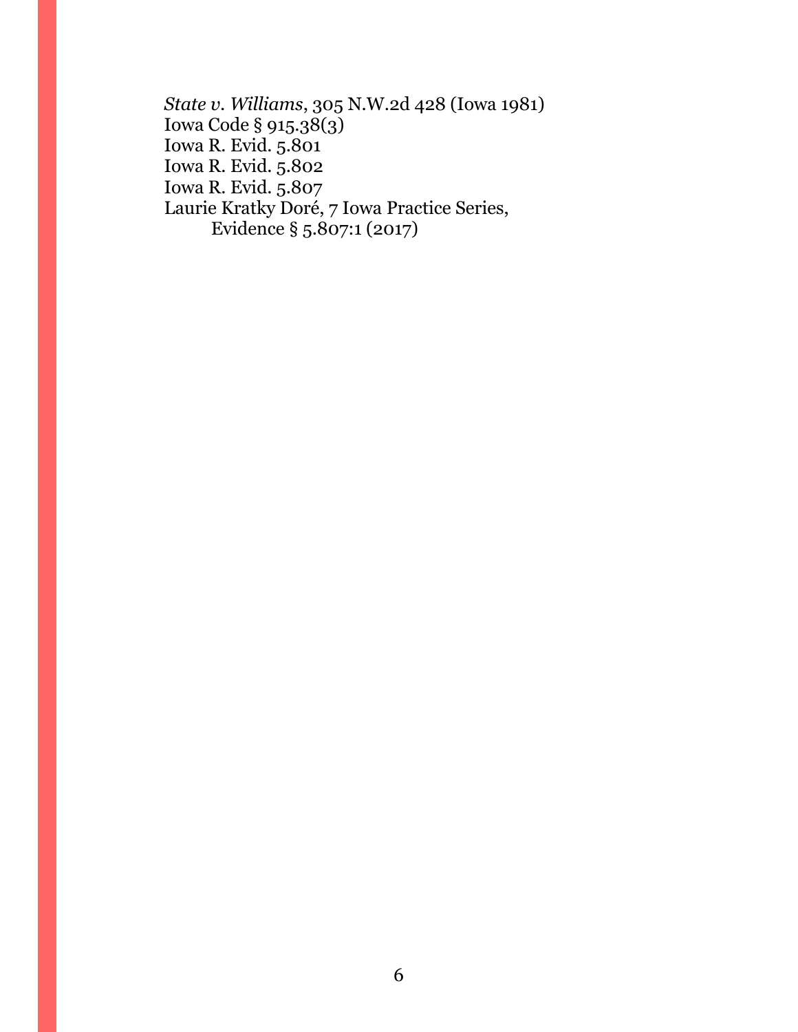*State v. Williams*, 305 N.W.2d 428 (Iowa 1981)
Iowa Code § 915.38(3)
Iowa R. Evid. 5.801
Iowa R. Evid. 5.802
Iowa R. Evid. 5.807
Laurie Kratky Doré, 7 Iowa Practice Series,
    Evidence § 5.807:1 (2017)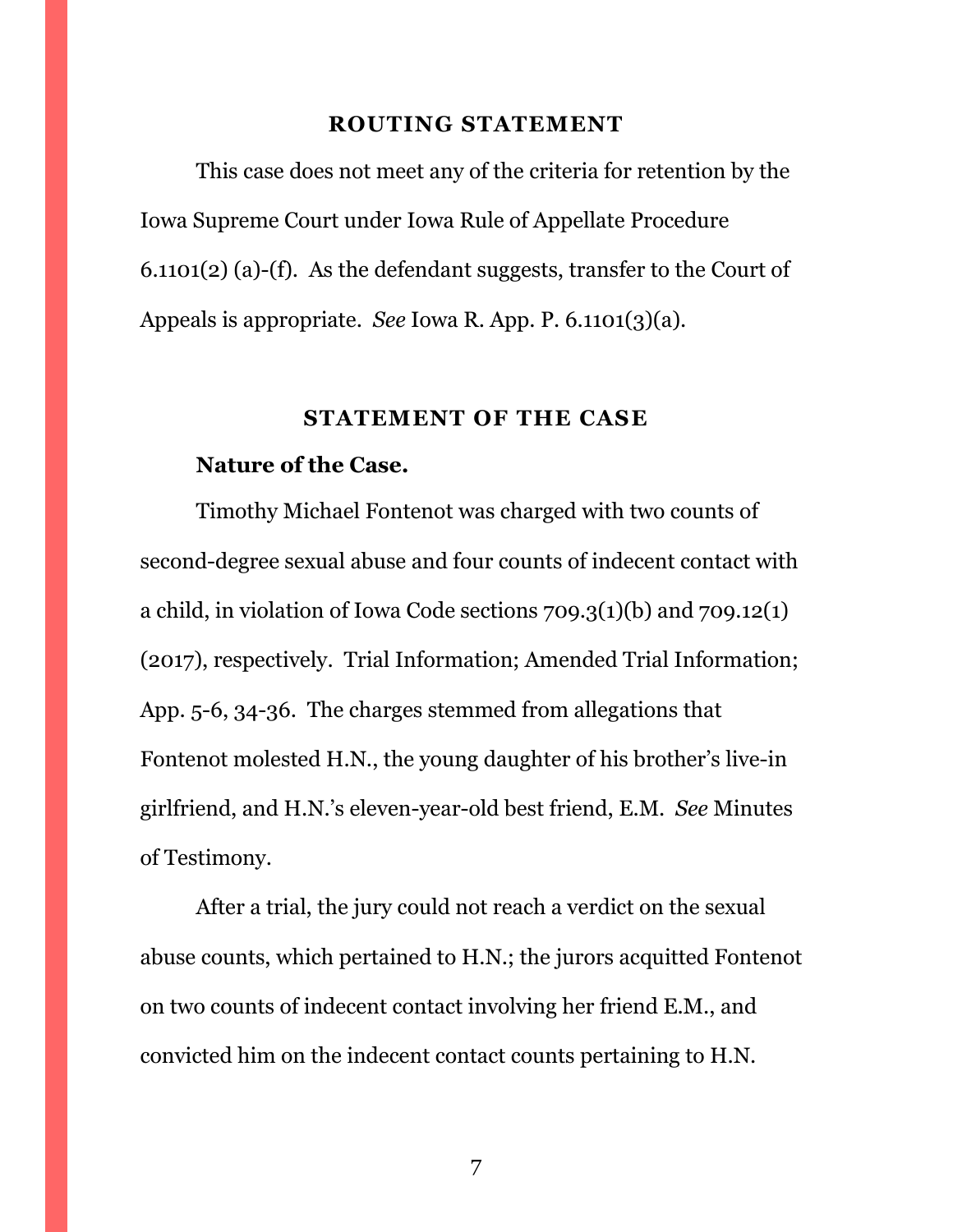## ROUTING STATEMENT

This case does not meet any of the criteria for retention by the Iowa Supreme Court under Iowa Rule of Appellate Procedure 6.1101(2) (a)-(f). As the defendant suggests, transfer to the Court of Appeals is appropriate. *See* Iowa R. App. P. 6.1101(3)(a).

## STATEMENT OF THE CASE

### Nature of the Case.

Timothy Michael Fontenot was charged with two counts of second-degree sexual abuse and four counts of indecent contact with a child, in violation of Iowa Code sections 709.3(1)(b) and 709.12(1) (2017), respectively. Trial Information; Amended Trial Information; App. 5-6, 34-36. The charges stemmed from allegations that Fontenot molested H.N., the young daughter of his brother's live-in girlfriend, and H.N.'s eleven-year-old best friend, E.M. *See* Minutes of Testimony.

After a trial, the jury could not reach a verdict on the sexual abuse counts, which pertained to H.N.; the jurors acquitted Fontenot on two counts of indecent contact involving her friend E.M., and convicted him on the indecent contact counts pertaining to H.N.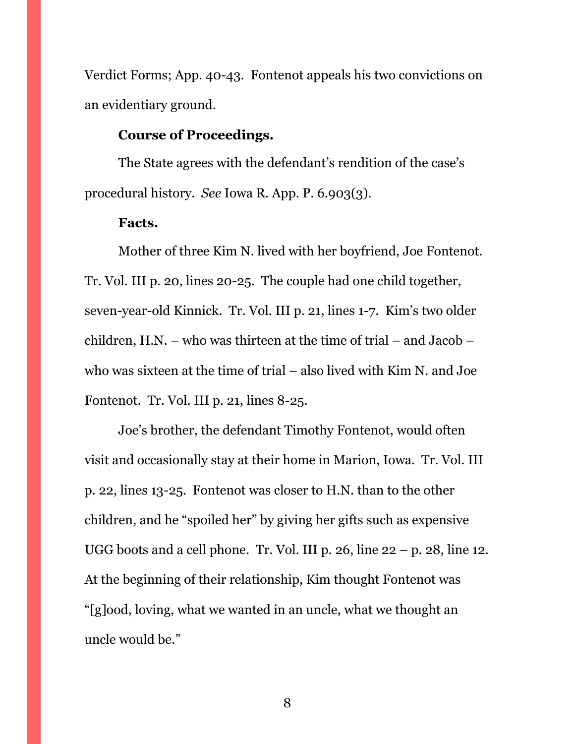Verdict Forms; App. 40-43. Fontenot appeals his two convictions on an evidentiary ground.

**Course of Proceedings.**

The State agrees with the defendant's rendition of the case's procedural history. *See* Iowa R. App. P. 6.903(3).

**Facts.**

Mother of three Kim N. lived with her boyfriend, Joe Fontenot. Tr. Vol. III p. 20, lines 20-25. The couple had one child together, seven-year-old Kinnick. Tr. Vol. III p. 21, lines 1-7. Kim's two older children, H.N. – who was thirteen at the time of trial – and Jacob – who was sixteen at the time of trial – also lived with Kim N. and Joe Fontenot. Tr. Vol. III p. 21, lines 8-25.

Joe's brother, the defendant Timothy Fontenot, would often visit and occasionally stay at their home in Marion, Iowa. Tr. Vol. III p. 22, lines 13-25. Fontenot was closer to H.N. than to the other children, and he "spoiled her" by giving her gifts such as expensive UGG boots and a cell phone. Tr. Vol. III p. 26, line 22 – p. 28, line 12. At the beginning of their relationship, Kim thought Fontenot was "[g]ood, loving, what we wanted in an uncle, what we thought an uncle would be."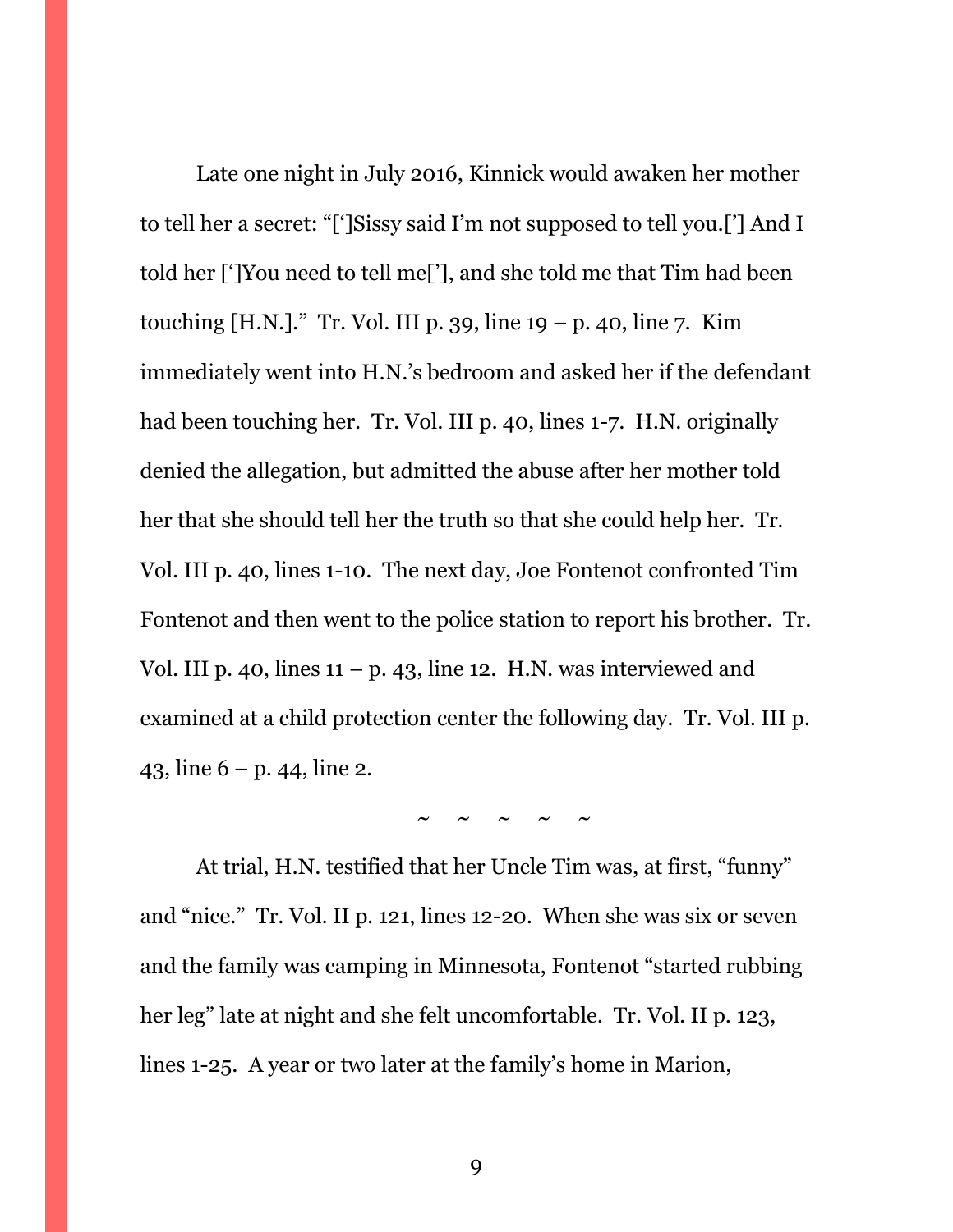Late one night in July 2016, Kinnick would awaken her mother to tell her a secret: "[']Sissy said I'm not supposed to tell you.['] And I told her [']You need to tell me['], and she told me that Tim had been touching [H.N.]." Tr. Vol. III p. 39, line 19 – p. 40, line 7. Kim immediately went into H.N.'s bedroom and asked her if the defendant had been touching her. Tr. Vol. III p. 40, lines 1-7. H.N. originally denied the allegation, but admitted the abuse after her mother told her that she should tell her the truth so that she could help her. Tr. Vol. III p. 40, lines 1-10. The next day, Joe Fontenot confronted Tim Fontenot and then went to the police station to report his brother. Tr. Vol. III p. 40, lines 11 – p. 43, line 12. H.N. was interviewed and examined at a child protection center the following day. Tr. Vol. III p. 43, line 6 – p. 44, line 2.

~ ~ ~ ~ ~

At trial, H.N. testified that her Uncle Tim was, at first, "funny" and "nice." Tr. Vol. II p. 121, lines 12-20. When she was six or seven and the family was camping in Minnesota, Fontenot "started rubbing her leg" late at night and she felt uncomfortable. Tr. Vol. II p. 123, lines 1-25. A year or two later at the family's home in Marion,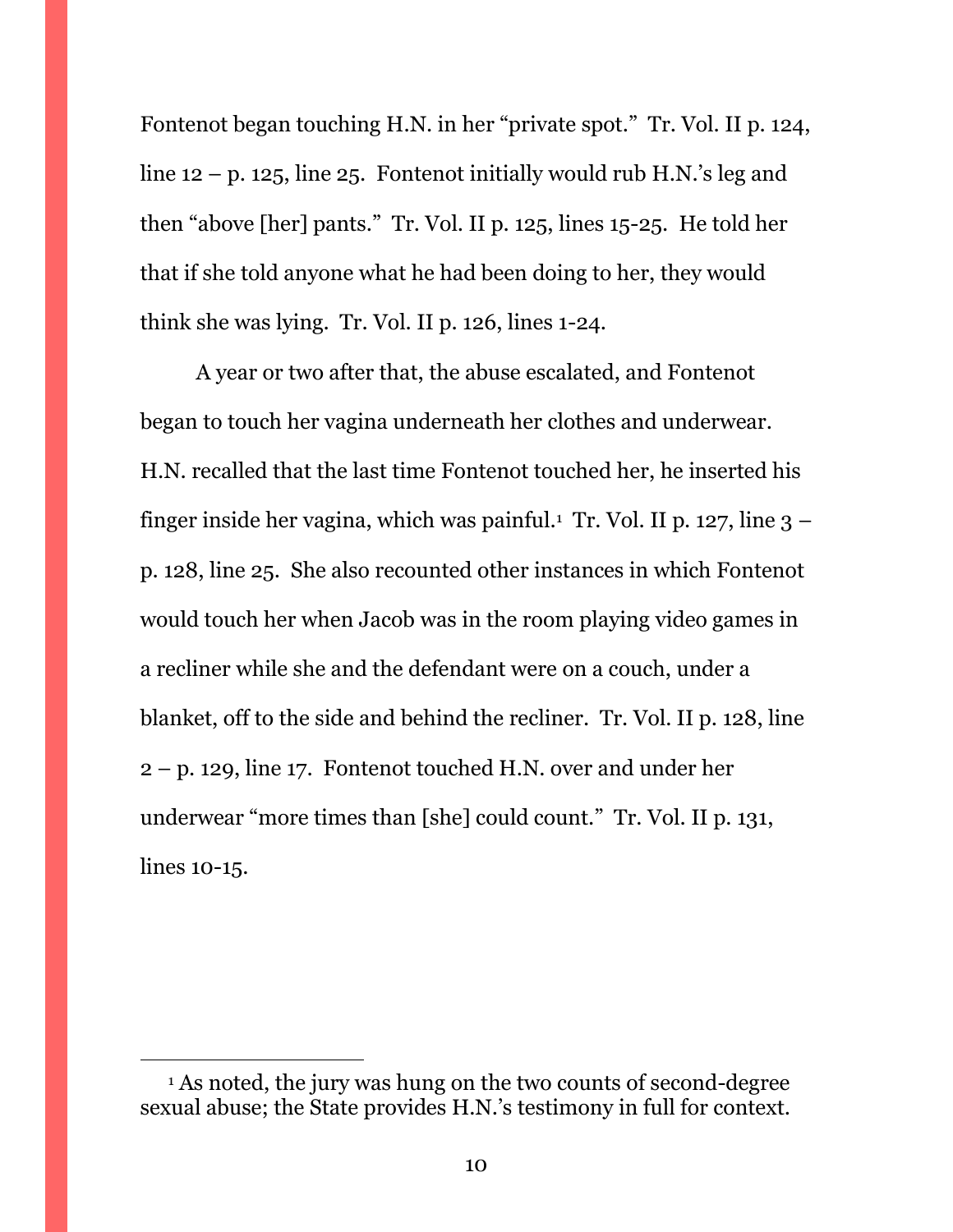Fontenot began touching H.N. in her "private spot." Tr. Vol. II p. 124, line 12 – p. 125, line 25. Fontenot initially would rub H.N.'s leg and then "above [her] pants." Tr. Vol. II p. 125, lines 15-25. He told her that if she told anyone what he had been doing to her, they would think she was lying. Tr. Vol. II p. 126, lines 1-24.

A year or two after that, the abuse escalated, and Fontenot began to touch her vagina underneath her clothes and underwear. H.N. recalled that the last time Fontenot touched her, he inserted his finger inside her vagina, which was painful.[1] Tr. Vol. II p. 127, line 3 – p. 128, line 25. She also recounted other instances in which Fontenot would touch her when Jacob was in the room playing video games in a recliner while she and the defendant were on a couch, under a blanket, off to the side and behind the recliner. Tr. Vol. II p. 128, line 2 – p. 129, line 17. Fontenot touched H.N. over and under her underwear "more times than [she] could count." Tr. Vol. II p. 131, lines 10-15.

---

[1] As noted, the jury was hung on the two counts of second-degree sexual abuse; the State provides H.N.'s testimony in full for context.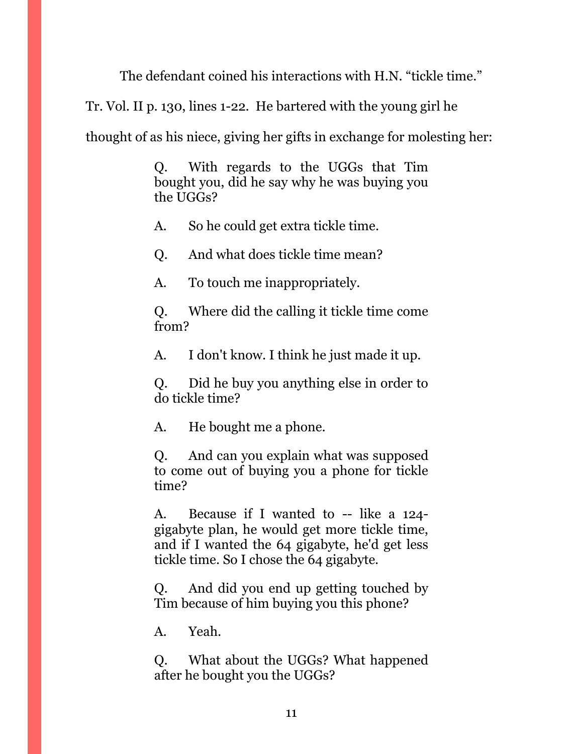The defendant coined his interactions with H.N. "tickle time." Tr. Vol. II p. 130, lines 1-22. He bartered with the young girl he thought of as his niece, giving her gifts in exchange for molesting her:

> Q. With regards to the UGGs that Tim bought you, did he say why he was buying you the UGGs?
>
> A. So he could get extra tickle time.
>
> Q. And what does tickle time mean?
>
> A. To touch me inappropriately.
>
> Q. Where did the calling it tickle time come from?
>
> A. I don't know. I think he just made it up.
>
> Q. Did he buy you anything else in order to do tickle time?
>
> A. He bought me a phone.
>
> Q. And can you explain what was supposed to come out of buying you a phone for tickle time?
>
> A. Because if I wanted to -- like a 124-gigabyte plan, he would get more tickle time, and if I wanted the 64 gigabyte, he'd get less tickle time. So I chose the 64 gigabyte.
>
> Q. And did you end up getting touched by Tim because of him buying you this phone?
>
> A. Yeah.
>
> Q. What about the UGGs? What happened after he bought you the UGGs?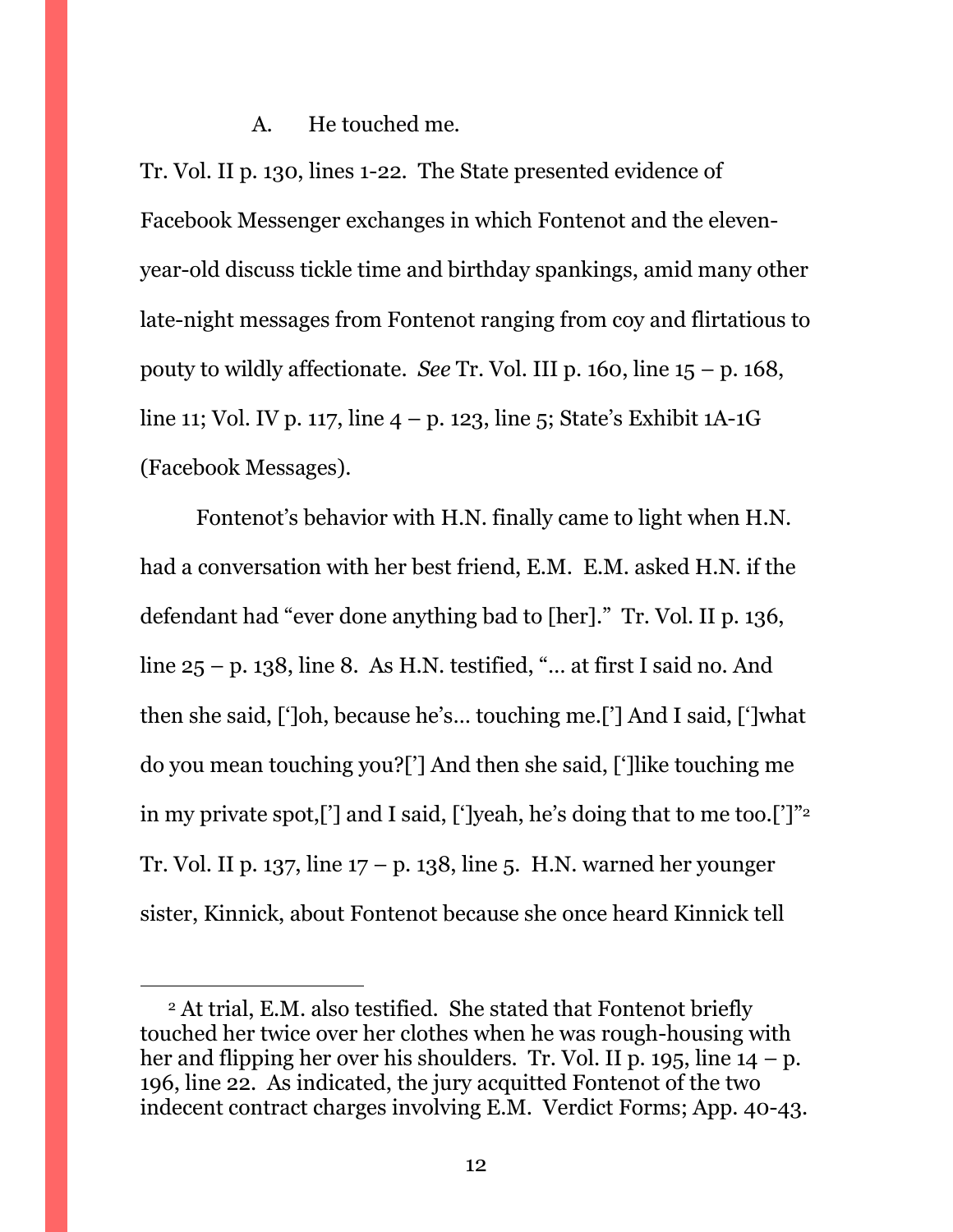A. He touched me.

Tr. Vol. II p. 130, lines 1-22. The State presented evidence of Facebook Messenger exchanges in which Fontenot and the eleven-year-old discuss tickle time and birthday spankings, amid many other late-night messages from Fontenot ranging from coy and flirtatious to pouty to wildly affectionate. *See* Tr. Vol. III p. 160, line 15 – p. 168, line 11; Vol. IV p. 117, line 4 – p. 123, line 5; State's Exhibit 1A-1G (Facebook Messages).

Fontenot's behavior with H.N. finally came to light when H.N. had a conversation with her best friend, E.M. E.M. asked H.N. if the defendant had "ever done anything bad to [her]." Tr. Vol. II p. 136, line 25 – p. 138, line 8. As H.N. testified, "… at first I said no. And then she said, [']oh, because he's… touching me.['] And I said, [']what do you mean touching you?['] And then she said, [']like touching me in my private spot,['] and I said, [']yeah, he's doing that to me too.[']"[2] Tr. Vol. II p. 137, line 17 – p. 138, line 5. H.N. warned her younger sister, Kinnick, about Fontenot because she once heard Kinnick tell

[2] At trial, E.M. also testified. She stated that Fontenot briefly touched her twice over her clothes when he was rough-housing with her and flipping her over his shoulders. Tr. Vol. II p. 195, line 14 – p. 196, line 22. As indicated, the jury acquitted Fontenot of the two indecent contract charges involving E.M. Verdict Forms; App. 40-43.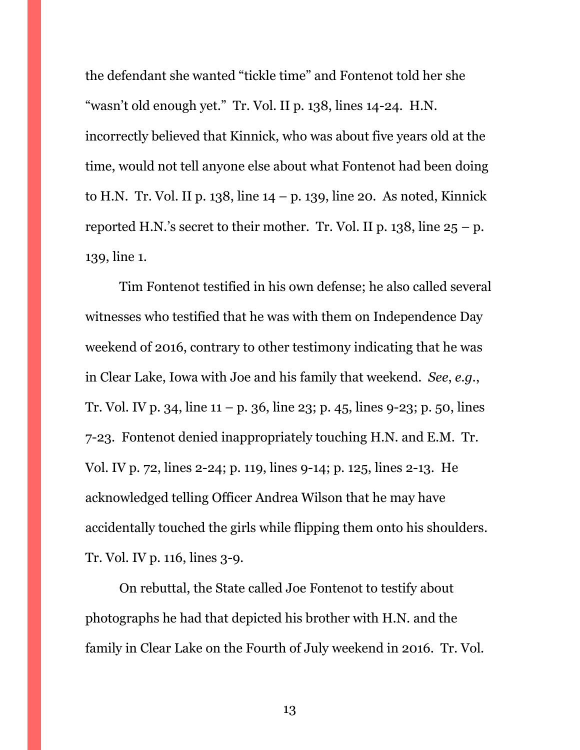the defendant she wanted "tickle time" and Fontenot told her she "wasn't old enough yet." Tr. Vol. II p. 138, lines 14-24. H.N. incorrectly believed that Kinnick, who was about five years old at the time, would not tell anyone else about what Fontenot had been doing to H.N. Tr. Vol. II p. 138, line 14 – p. 139, line 20. As noted, Kinnick reported H.N.'s secret to their mother. Tr. Vol. II p. 138, line 25 – p. 139, line 1.

Tim Fontenot testified in his own defense; he also called several witnesses who testified that he was with them on Independence Day weekend of 2016, contrary to other testimony indicating that he was in Clear Lake, Iowa with Joe and his family that weekend. *See*, *e.g.*, Tr. Vol. IV p. 34, line 11 – p. 36, line 23; p. 45, lines 9-23; p. 50, lines 7-23. Fontenot denied inappropriately touching H.N. and E.M. Tr. Vol. IV p. 72, lines 2-24; p. 119, lines 9-14; p. 125, lines 2-13. He acknowledged telling Officer Andrea Wilson that he may have accidentally touched the girls while flipping them onto his shoulders. Tr. Vol. IV p. 116, lines 3-9.

On rebuttal, the State called Joe Fontenot to testify about photographs he had that depicted his brother with H.N. and the family in Clear Lake on the Fourth of July weekend in 2016. Tr. Vol.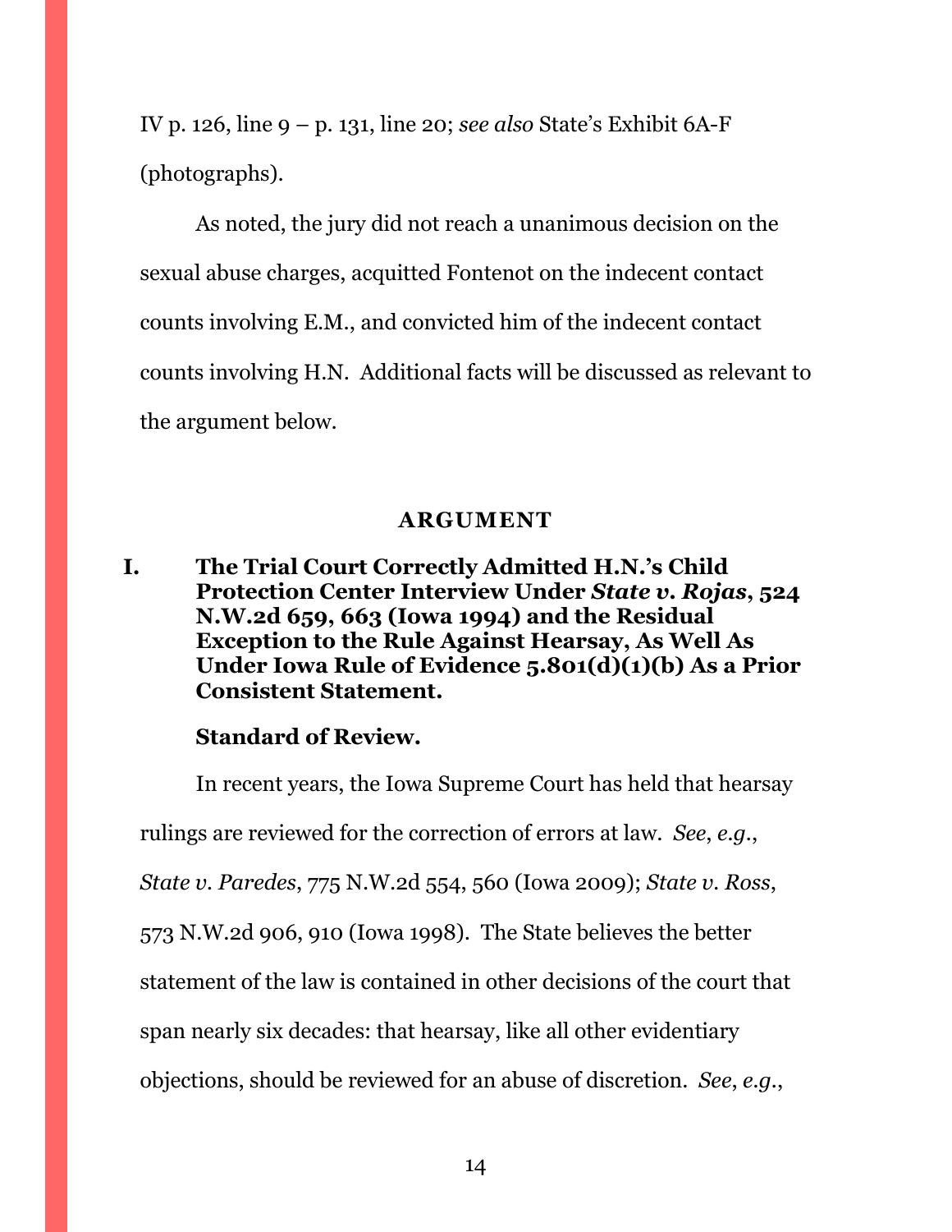IV p. 126, line 9 – p. 131, line 20; *see also* State's Exhibit 6A-F (photographs).

As noted, the jury did not reach a unanimous decision on the sexual abuse charges, acquitted Fontenot on the indecent contact counts involving E.M., and convicted him of the indecent contact counts involving H.N. Additional facts will be discussed as relevant to the argument below.

## ARGUMENT

### I. The Trial Court Correctly Admitted H.N.'s Child Protection Center Interview Under *State v. Rojas*, 524 N.W.2d 659, 663 (Iowa 1994) and the Residual Exception to the Rule Against Hearsay, As Well As Under Iowa Rule of Evidence 5.801(d)(1)(b) As a Prior Consistent Statement.

**Standard of Review.**

In recent years, the Iowa Supreme Court has held that hearsay rulings are reviewed for the correction of errors at law. *See*, *e.g.*, *State v. Paredes*, 775 N.W.2d 554, 560 (Iowa 2009); *State v. Ross*, 573 N.W.2d 906, 910 (Iowa 1998). The State believes the better statement of the law is contained in other decisions of the court that span nearly six decades: that hearsay, like all other evidentiary objections, should be reviewed for an abuse of discretion. *See*, *e.g.*,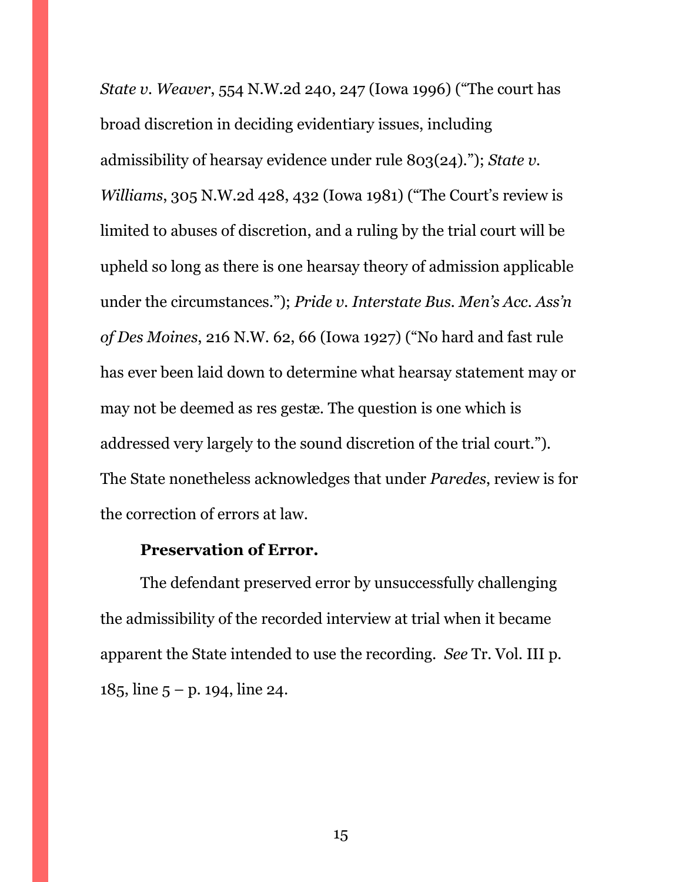*State v. Weaver*, 554 N.W.2d 240, 247 (Iowa 1996) ("The court has broad discretion in deciding evidentiary issues, including admissibility of hearsay evidence under rule 803(24)."); *State v. Williams*, 305 N.W.2d 428, 432 (Iowa 1981) ("The Court's review is limited to abuses of discretion, and a ruling by the trial court will be upheld so long as there is one hearsay theory of admission applicable under the circumstances."); *Pride v. Interstate Bus. Men's Acc. Ass'n of Des Moines*, 216 N.W. 62, 66 (Iowa 1927) ("No hard and fast rule has ever been laid down to determine what hearsay statement may or may not be deemed as res gestæ. The question is one which is addressed very largely to the sound discretion of the trial court."). The State nonetheless acknowledges that under *Paredes*, review is for the correction of errors at law.

**Preservation of Error.**

The defendant preserved error by unsuccessfully challenging the admissibility of the recorded interview at trial when it became apparent the State intended to use the recording. *See* Tr. Vol. III p. 185, line 5 – p. 194, line 24.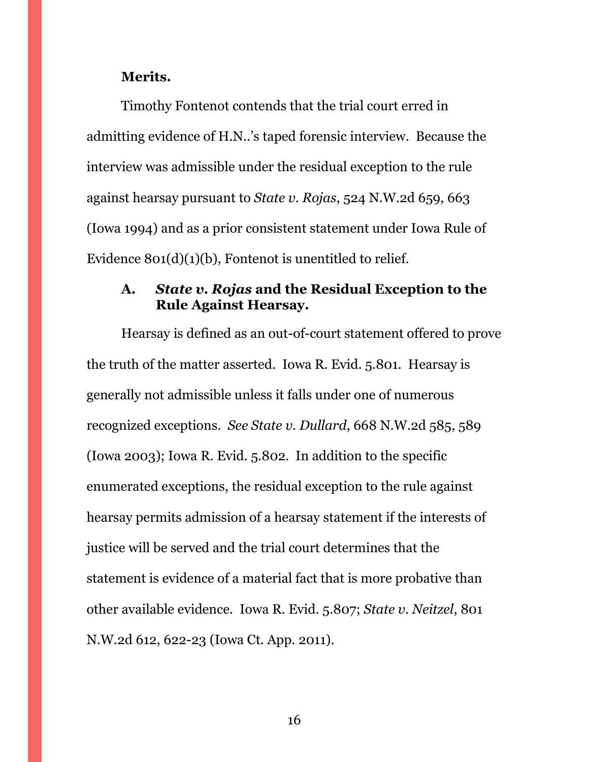**Merits.**

Timothy Fontenot contends that the trial court erred in admitting evidence of H.N..'s taped forensic interview. Because the interview was admissible under the residual exception to the rule against hearsay pursuant to *State v. Rojas*, 524 N.W.2d 659, 663 (Iowa 1994) and as a prior consistent statement under Iowa Rule of Evidence 801(d)(1)(b), Fontenot is unentitled to relief.

### A. *State v. Rojas* and the Residual Exception to the Rule Against Hearsay.

Hearsay is defined as an out-of-court statement offered to prove the truth of the matter asserted. Iowa R. Evid. 5.801. Hearsay is generally not admissible unless it falls under one of numerous recognized exceptions. *See State v. Dullard*, 668 N.W.2d 585, 589 (Iowa 2003); Iowa R. Evid. 5.802. In addition to the specific enumerated exceptions, the residual exception to the rule against hearsay permits admission of a hearsay statement if the interests of justice will be served and the trial court determines that the statement is evidence of a material fact that is more probative than other available evidence. Iowa R. Evid. 5.807; *State v. Neitzel*, 801 N.W.2d 612, 622-23 (Iowa Ct. App. 2011).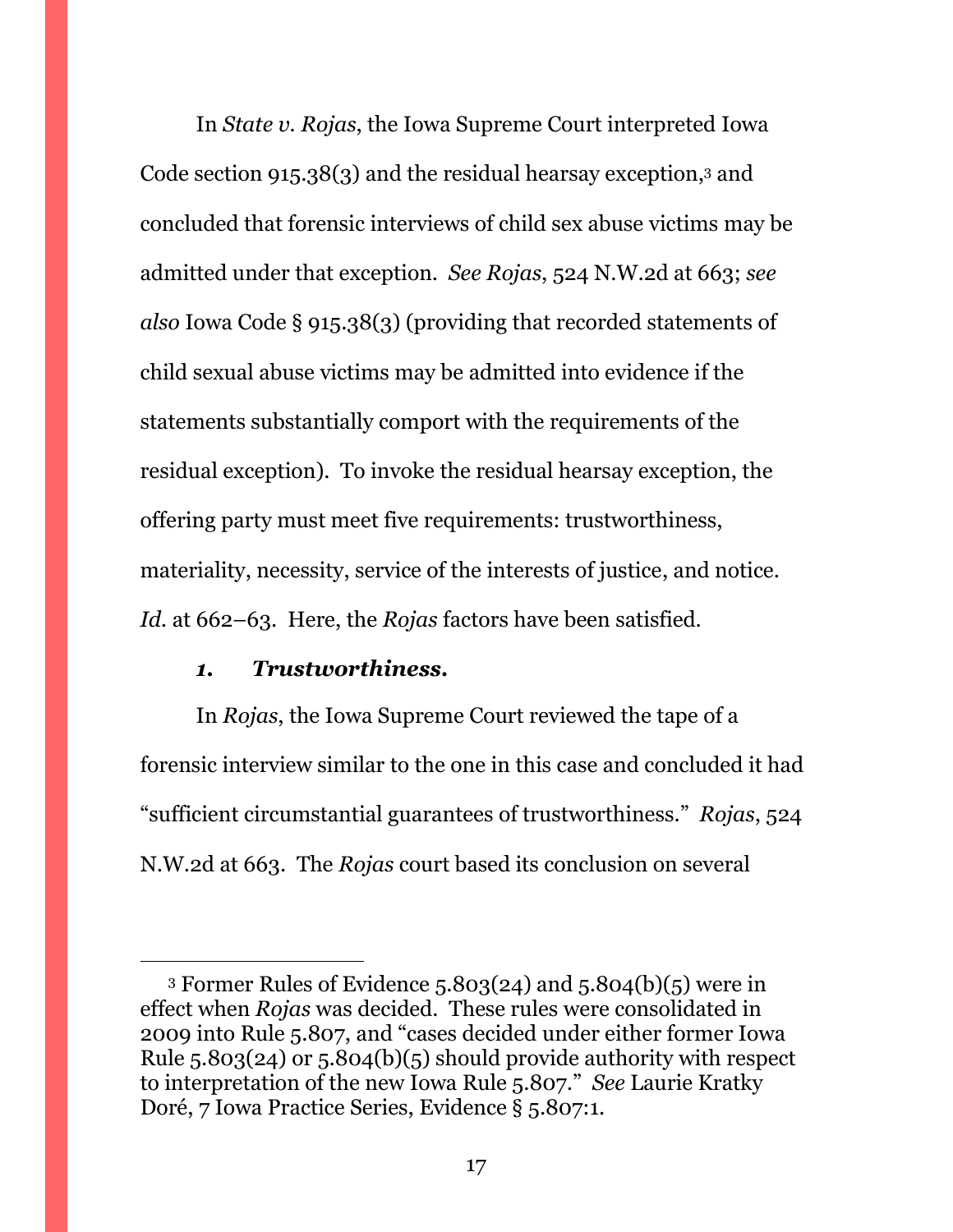In *State v. Rojas*, the Iowa Supreme Court interpreted Iowa Code section 915.38(3) and the residual hearsay exception,[3] and concluded that forensic interviews of child sex abuse victims may be admitted under that exception. *See Rojas*, 524 N.W.2d at 663; *see also* Iowa Code § 915.38(3) (providing that recorded statements of child sexual abuse victims may be admitted into evidence if the statements substantially comport with the requirements of the residual exception). To invoke the residual hearsay exception, the offering party must meet five requirements: trustworthiness, materiality, necessity, service of the interests of justice, and notice. *Id.* at 662–63. Here, the *Rojas* factors have been satisfied.

***1. Trustworthiness.***

In *Rojas*, the Iowa Supreme Court reviewed the tape of a forensic interview similar to the one in this case and concluded it had "sufficient circumstantial guarantees of trustworthiness." *Rojas*, 524 N.W.2d at 663. The *Rojas* court based its conclusion on several

---

[3] Former Rules of Evidence 5.803(24) and 5.804(b)(5) were in effect when *Rojas* was decided. These rules were consolidated in 2009 into Rule 5.807, and "cases decided under either former Iowa Rule 5.803(24) or 5.804(b)(5) should provide authority with respect to interpretation of the new Iowa Rule 5.807." *See* Laurie Kratky Doré, 7 Iowa Practice Series, Evidence § 5.807:1.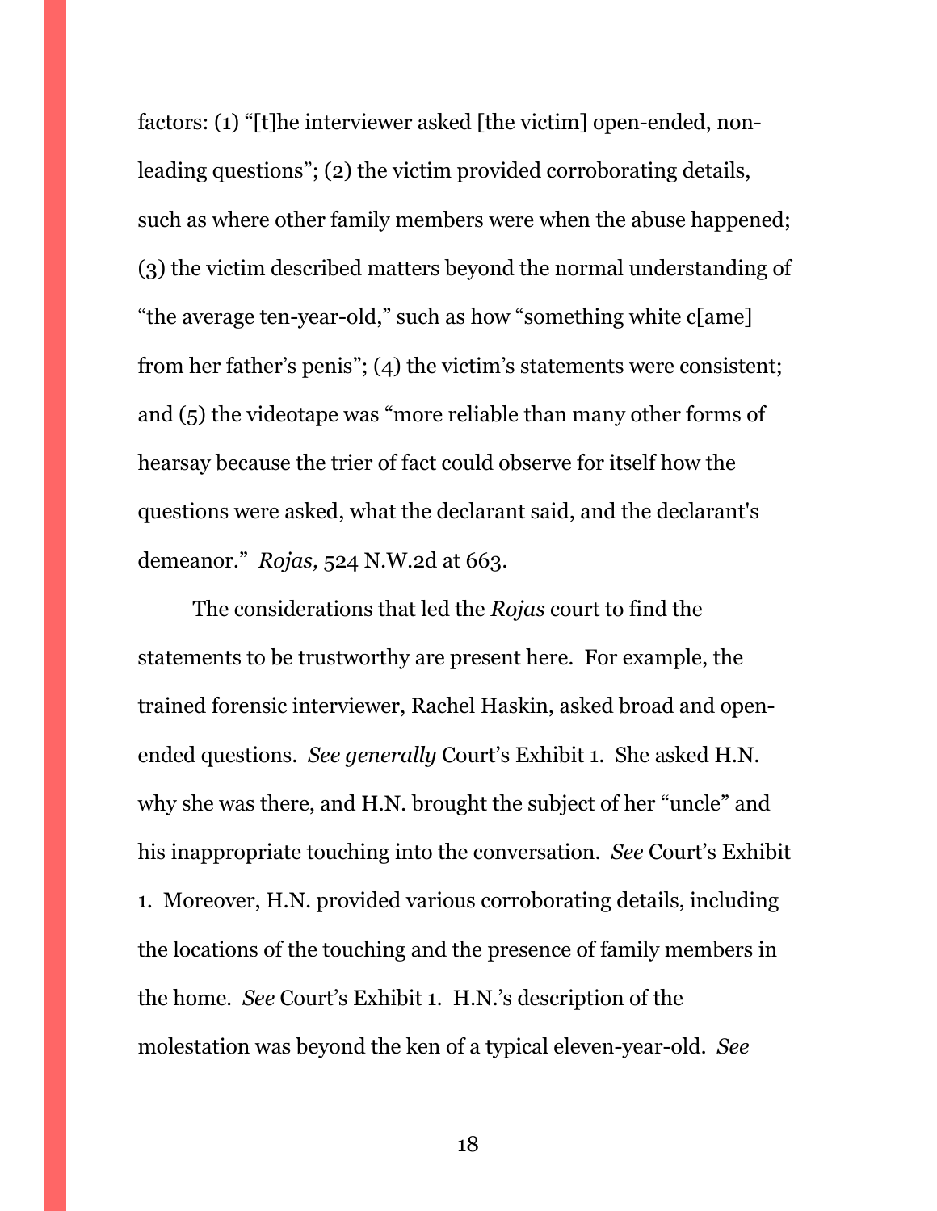factors: (1) "[t]he interviewer asked [the victim] open-ended, non-leading questions"; (2) the victim provided corroborating details, such as where other family members were when the abuse happened; (3) the victim described matters beyond the normal understanding of "the average ten-year-old," such as how "something white c[ame] from her father's penis"; (4) the victim's statements were consistent; and (5) the videotape was "more reliable than many other forms of hearsay because the trier of fact could observe for itself how the questions were asked, what the declarant said, and the declarant's demeanor." *Rojas,* 524 N.W.2d at 663.

The considerations that led the *Rojas* court to find the statements to be trustworthy are present here. For example, the trained forensic interviewer, Rachel Haskin, asked broad and open-ended questions. *See generally* Court's Exhibit 1. She asked H.N. why she was there, and H.N. brought the subject of her "uncle" and his inappropriate touching into the conversation. *See* Court's Exhibit 1. Moreover, H.N. provided various corroborating details, including the locations of the touching and the presence of family members in the home. *See* Court's Exhibit 1. H.N.'s description of the molestation was beyond the ken of a typical eleven-year-old. *See*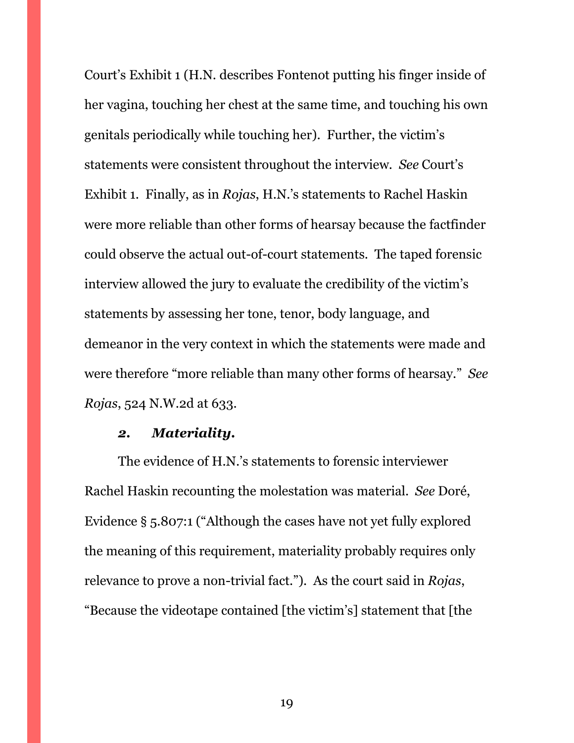Court's Exhibit 1 (H.N. describes Fontenot putting his finger inside of her vagina, touching her chest at the same time, and touching his own genitals periodically while touching her). Further, the victim's statements were consistent throughout the interview. *See* Court's Exhibit 1. Finally, as in *Rojas*, H.N.'s statements to Rachel Haskin were more reliable than other forms of hearsay because the factfinder could observe the actual out-of-court statements. The taped forensic interview allowed the jury to evaluate the credibility of the victim's statements by assessing her tone, tenor, body language, and demeanor in the very context in which the statements were made and were therefore "more reliable than many other forms of hearsay." *See Rojas*, 524 N.W.2d at 633.

***2. Materiality.***

The evidence of H.N.'s statements to forensic interviewer Rachel Haskin recounting the molestation was material. *See* Doré, Evidence § 5.807:1 ("Although the cases have not yet fully explored the meaning of this requirement, materiality probably requires only relevance to prove a non-trivial fact."). As the court said in *Rojas*, "Because the videotape contained [the victim's] statement that [the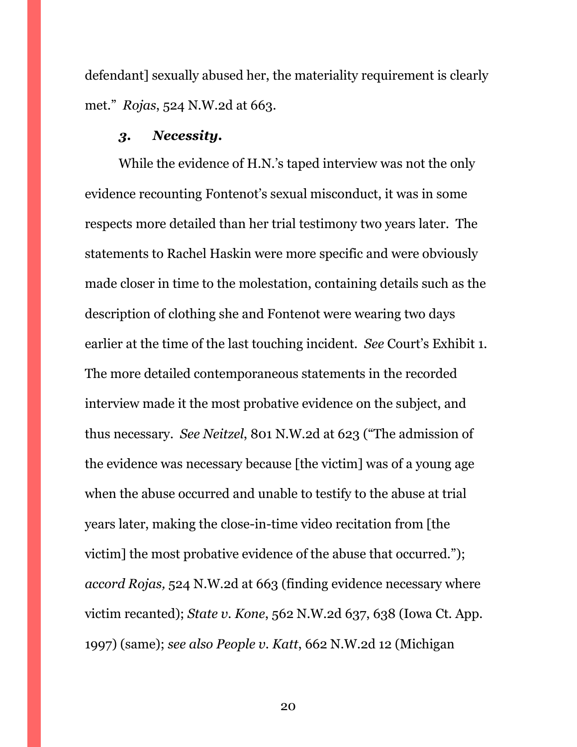defendant] sexually abused her, the materiality requirement is clearly met." *Rojas*, 524 N.W.2d at 663.

### *3. Necessity.*

While the evidence of H.N.'s taped interview was not the only evidence recounting Fontenot's sexual misconduct, it was in some respects more detailed than her trial testimony two years later. The statements to Rachel Haskin were more specific and were obviously made closer in time to the molestation, containing details such as the description of clothing she and Fontenot were wearing two days earlier at the time of the last touching incident. *See* Court's Exhibit 1. The more detailed contemporaneous statements in the recorded interview made it the most probative evidence on the subject, and thus necessary. *See Neitzel*, 801 N.W.2d at 623 ("The admission of the evidence was necessary because [the victim] was of a young age when the abuse occurred and unable to testify to the abuse at trial years later, making the close-in-time video recitation from [the victim] the most probative evidence of the abuse that occurred."); *accord Rojas,* 524 N.W.2d at 663 (finding evidence necessary where victim recanted); *State v. Kone*, 562 N.W.2d 637, 638 (Iowa Ct. App. 1997) (same); *see also People v. Katt*, 662 N.W.2d 12 (Michigan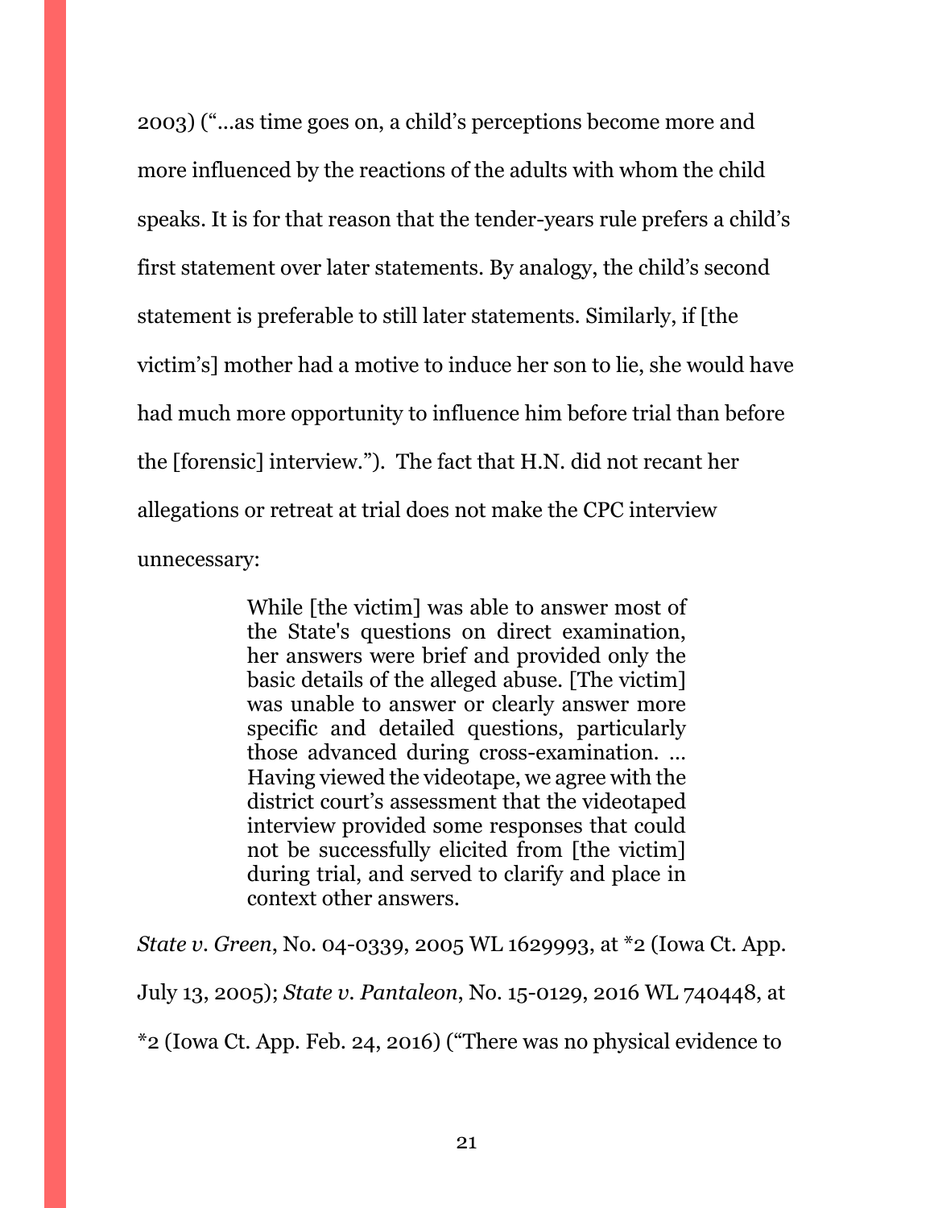2003) ("...as time goes on, a child's perceptions become more and more influenced by the reactions of the adults with whom the child speaks. It is for that reason that the tender-years rule prefers a child's first statement over later statements. By analogy, the child's second statement is preferable to still later statements. Similarly, if [the victim's] mother had a motive to induce her son to lie, she would have had much more opportunity to influence him before trial than before the [forensic] interview."). The fact that H.N. did not recant her allegations or retreat at trial does not make the CPC interview unnecessary:

> While [the victim] was able to answer most of the State's questions on direct examination, her answers were brief and provided only the basic details of the alleged abuse. [The victim] was unable to answer or clearly answer more specific and detailed questions, particularly those advanced during cross-examination. … Having viewed the videotape, we agree with the district court's assessment that the videotaped interview provided some responses that could not be successfully elicited from [the victim] during trial, and served to clarify and place in context other answers.

*State v. Green*, No. 04-0339, 2005 WL 1629993, at *2 (Iowa Ct. App. July 13, 2005); *State v. Pantaleon*, No. 15-0129, 2016 WL 740448, at *2 (Iowa Ct. App. Feb. 24, 2016) ("There was no physical evidence to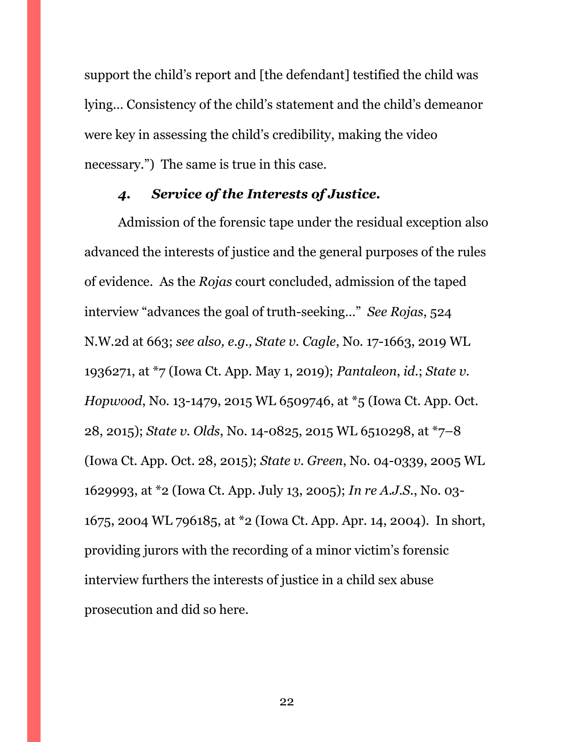support the child's report and [the defendant] testified the child was lying… Consistency of the child's statement and the child's demeanor were key in assessing the child's credibility, making the video necessary.") The same is true in this case.

### *4. Service of the Interests of Justice.*

Admission of the forensic tape under the residual exception also advanced the interests of justice and the general purposes of the rules of evidence. As the *Rojas* court concluded, admission of the taped interview "advances the goal of truth-seeking…" *See Rojas*, 524 N.W.2d at 663; *see also, e.g., State v. Cagle*, No. 17-1663, 2019 WL 1936271, at *7 (Iowa Ct. App. May 1, 2019); *Pantaleon*, *id.*; *State v. Hopwood*, No. 13-1479, 2015 WL 6509746, at *5 (Iowa Ct. App. Oct. 28, 2015); *State v. Olds*, No. 14-0825, 2015 WL 6510298, at *7–8 (Iowa Ct. App. Oct. 28, 2015); *State v. Green*, No. 04-0339, 2005 WL 1629993, at *2 (Iowa Ct. App. July 13, 2005); *In re A.J.S.*, No. 03-1675, 2004 WL 796185, at *2 (Iowa Ct. App. Apr. 14, 2004). In short, providing jurors with the recording of a minor victim's forensic interview furthers the interests of justice in a child sex abuse prosecution and did so here.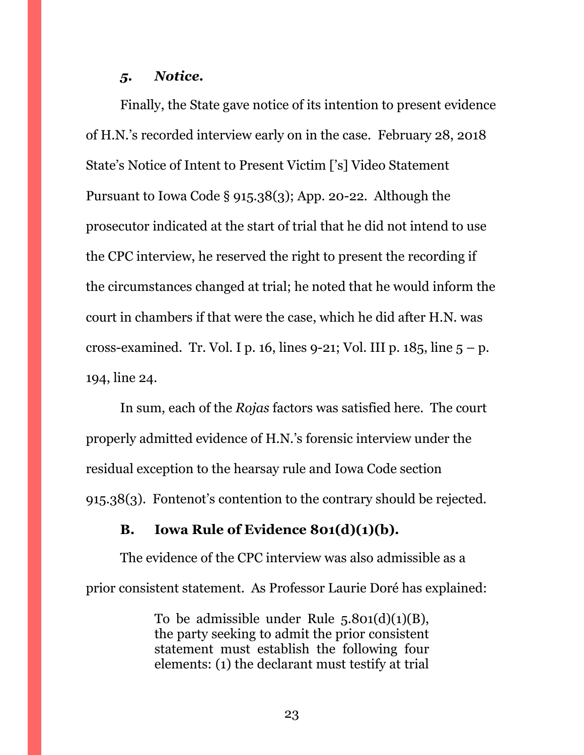### *5. Notice.*

Finally, the State gave notice of its intention to present evidence of H.N.'s recorded interview early on in the case. February 28, 2018 State's Notice of Intent to Present Victim ['s] Video Statement Pursuant to Iowa Code § 915.38(3); App. 20-22. Although the prosecutor indicated at the start of trial that he did not intend to use the CPC interview, he reserved the right to present the recording if the circumstances changed at trial; he noted that he would inform the court in chambers if that were the case, which he did after H.N. was cross-examined. Tr. Vol. I p. 16, lines 9-21; Vol. III p. 185, line 5 – p. 194, line 24.

In sum, each of the *Rojas* factors was satisfied here. The court properly admitted evidence of H.N.'s forensic interview under the residual exception to the hearsay rule and Iowa Code section 915.38(3). Fontenot's contention to the contrary should be rejected.

### B. Iowa Rule of Evidence 801(d)(1)(b).

The evidence of the CPC interview was also admissible as a prior consistent statement. As Professor Laurie Doré has explained:

> To be admissible under Rule 5.801(d)(1)(B), the party seeking to admit the prior consistent statement must establish the following four elements: (1) the declarant must testify at trial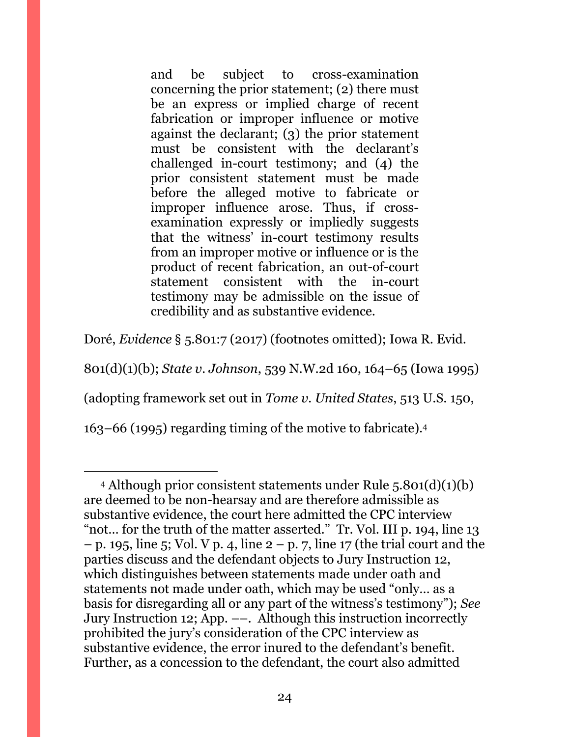> and be subject to cross-examination concerning the prior statement; (2) there must be an express or implied charge of recent fabrication or improper influence or motive against the declarant; (3) the prior statement must be consistent with the declarant's challenged in-court testimony; and (4) the prior consistent statement must be made before the alleged motive to fabricate or improper influence arose. Thus, if cross-examination expressly or impliedly suggests that the witness' in-court testimony results from an improper motive or influence or is the product of recent fabrication, an out-of-court statement consistent with the in-court testimony may be admissible on the issue of credibility and as substantive evidence.

Doré, *Evidence* § 5.801:7 (2017) (footnotes omitted); Iowa R. Evid. 801(d)(1)(b); *State v. Johnson*, 539 N.W.2d 160, 164–65 (Iowa 1995) (adopting framework set out in *Tome v. United States*, 513 U.S. 150, 163–66 (1995) regarding timing of the motive to fabricate).[4]

---

[4] Although prior consistent statements under Rule 5.801(d)(1)(b) are deemed to be non-hearsay and are therefore admissible as substantive evidence, the court here admitted the CPC interview "not… for the truth of the matter asserted." Tr. Vol. III p. 194, line 13 – p. 195, line 5; Vol. V p. 4, line 2 – p. 7, line 17 (the trial court and the parties discuss and the defendant objects to Jury Instruction 12, which distinguishes between statements made under oath and statements not made under oath, which may be used "only… as a basis for disregarding all or any part of the witness's testimony"); *See* Jury Instruction 12; App. ––. Although this instruction incorrectly prohibited the jury's consideration of the CPC interview as substantive evidence, the error inured to the defendant's benefit. Further, as a concession to the defendant, the court also admitted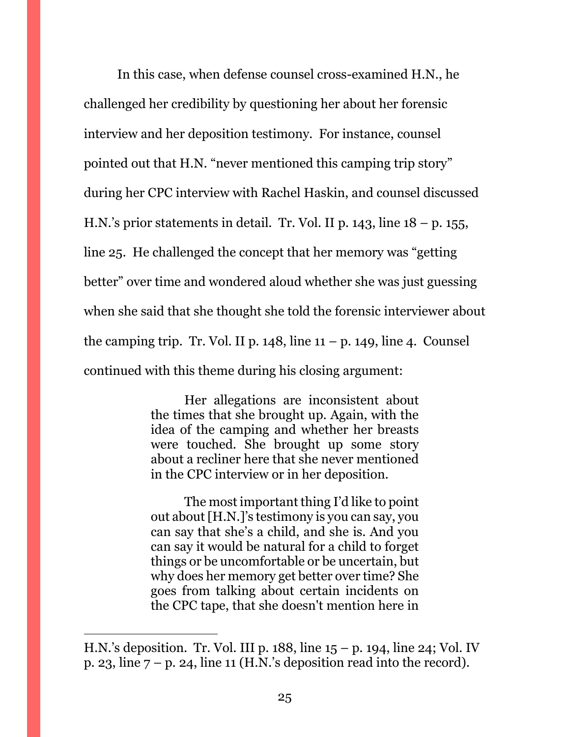In this case, when defense counsel cross-examined H.N., he challenged her credibility by questioning her about her forensic interview and her deposition testimony. For instance, counsel pointed out that H.N. "never mentioned this camping trip story" during her CPC interview with Rachel Haskin, and counsel discussed H.N.'s prior statements in detail. Tr. Vol. II p. 143, line 18 – p. 155, line 25. He challenged the concept that her memory was "getting better" over time and wondered aloud whether she was just guessing when she said that she thought she told the forensic interviewer about the camping trip. Tr. Vol. II p. 148, line 11 – p. 149, line 4. Counsel continued with this theme during his closing argument:

> Her allegations are inconsistent about the times that she brought up. Again, with the idea of the camping and whether her breasts were touched. She brought up some story about a recliner here that she never mentioned in the CPC interview or in her deposition.
>
> The most important thing I'd like to point out about [H.N.]'s testimony is you can say, you can say that she's a child, and she is. And you can say it would be natural for a child to forget things or be uncomfortable or be uncertain, but why does her memory get better over time? She goes from talking about certain incidents on the CPC tape, that she doesn't mention here in

---

H.N.'s deposition. Tr. Vol. III p. 188, line 15 – p. 194, line 24; Vol. IV p. 23, line 7 – p. 24, line 11 (H.N.'s deposition read into the record).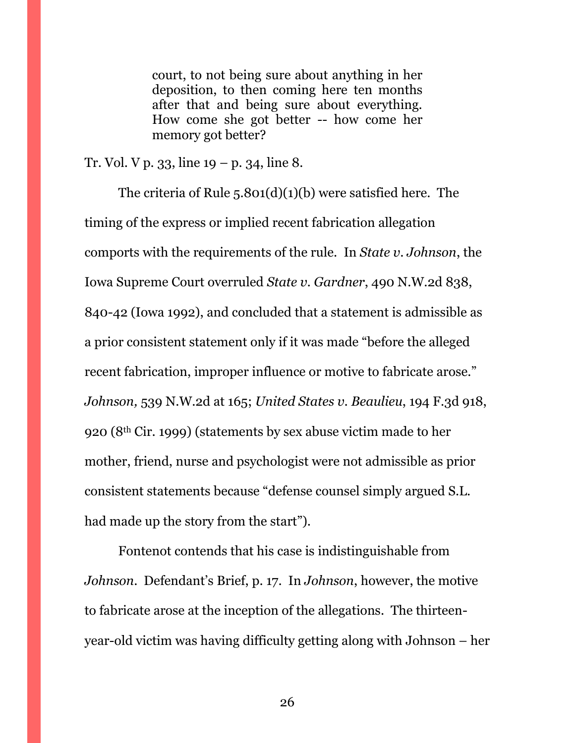> court, to not being sure about anything in her deposition, to then coming here ten months after that and being sure about everything. How come she got better -- how come her memory got better?

Tr. Vol. V p. 33, line 19 – p. 34, line 8.

The criteria of Rule 5.801(d)(1)(b) were satisfied here. The timing of the express or implied recent fabrication allegation comports with the requirements of the rule. In *State v. Johnson*, the Iowa Supreme Court overruled *State v. Gardner*, 490 N.W.2d 838, 840-42 (Iowa 1992), and concluded that a statement is admissible as a prior consistent statement only if it was made "before the alleged recent fabrication, improper influence or motive to fabricate arose." *Johnson,* 539 N.W.2d at 165; *United States v. Beaulieu*, 194 F.3d 918, 920 (8th Cir. 1999) (statements by sex abuse victim made to her mother, friend, nurse and psychologist were not admissible as prior consistent statements because "defense counsel simply argued S.L. had made up the story from the start").

Fontenot contends that his case is indistinguishable from *Johnson*. Defendant's Brief, p. 17. In *Johnson*, however, the motive to fabricate arose at the inception of the allegations. The thirteen-year-old victim was having difficulty getting along with Johnson – her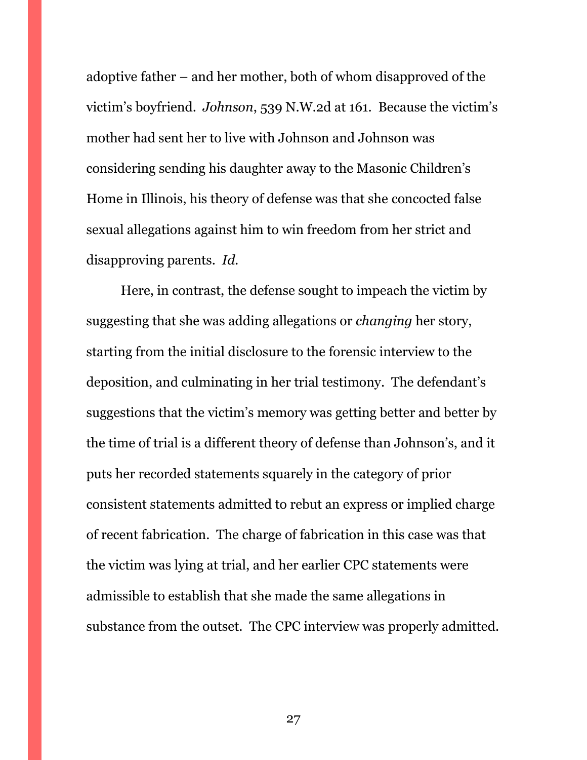adoptive father – and her mother, both of whom disapproved of the victim's boyfriend. *Johnson*, 539 N.W.2d at 161. Because the victim's mother had sent her to live with Johnson and Johnson was considering sending his daughter away to the Masonic Children's Home in Illinois, his theory of defense was that she concocted false sexual allegations against him to win freedom from her strict and disapproving parents. *Id.*

Here, in contrast, the defense sought to impeach the victim by suggesting that she was adding allegations or *changing* her story, starting from the initial disclosure to the forensic interview to the deposition, and culminating in her trial testimony. The defendant's suggestions that the victim's memory was getting better and better by the time of trial is a different theory of defense than Johnson's, and it puts her recorded statements squarely in the category of prior consistent statements admitted to rebut an express or implied charge of recent fabrication. The charge of fabrication in this case was that the victim was lying at trial, and her earlier CPC statements were admissible to establish that she made the same allegations in substance from the outset. The CPC interview was properly admitted.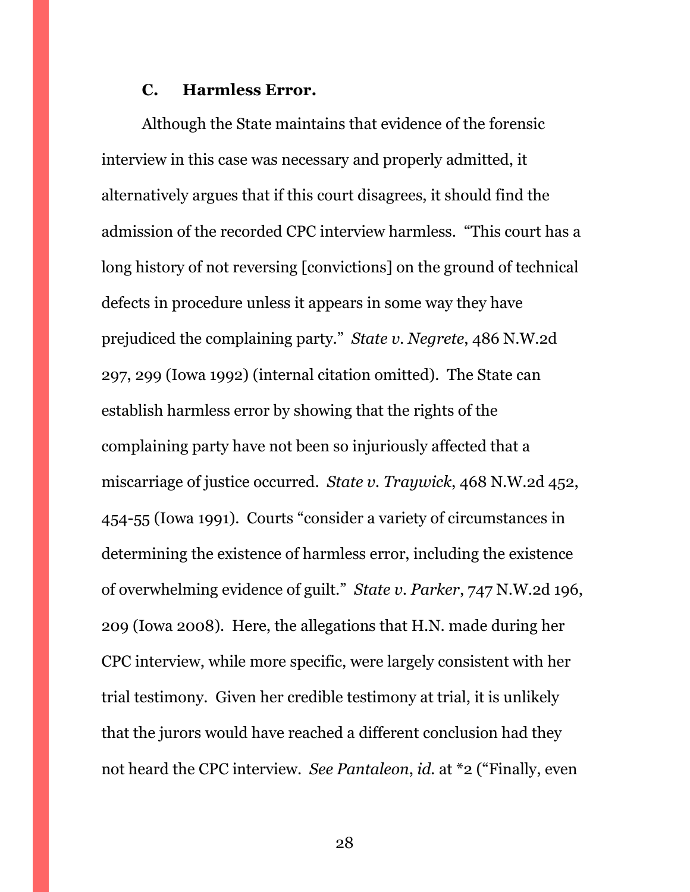### C. Harmless Error.

Although the State maintains that evidence of the forensic interview in this case was necessary and properly admitted, it alternatively argues that if this court disagrees, it should find the admission of the recorded CPC interview harmless. "This court has a long history of not reversing [convictions] on the ground of technical defects in procedure unless it appears in some way they have prejudiced the complaining party." *State v. Negrete*, 486 N.W.2d 297, 299 (Iowa 1992) (internal citation omitted). The State can establish harmless error by showing that the rights of the complaining party have not been so injuriously affected that a miscarriage of justice occurred. *State v. Traywick*, 468 N.W.2d 452, 454-55 (Iowa 1991). Courts "consider a variety of circumstances in determining the existence of harmless error, including the existence of overwhelming evidence of guilt." *State v. Parker*, 747 N.W.2d 196, 209 (Iowa 2008). Here, the allegations that H.N. made during her CPC interview, while more specific, were largely consistent with her trial testimony. Given her credible testimony at trial, it is unlikely that the jurors would have reached a different conclusion had they not heard the CPC interview. *See Pantaleon*, *id.* at *2 ("Finally, even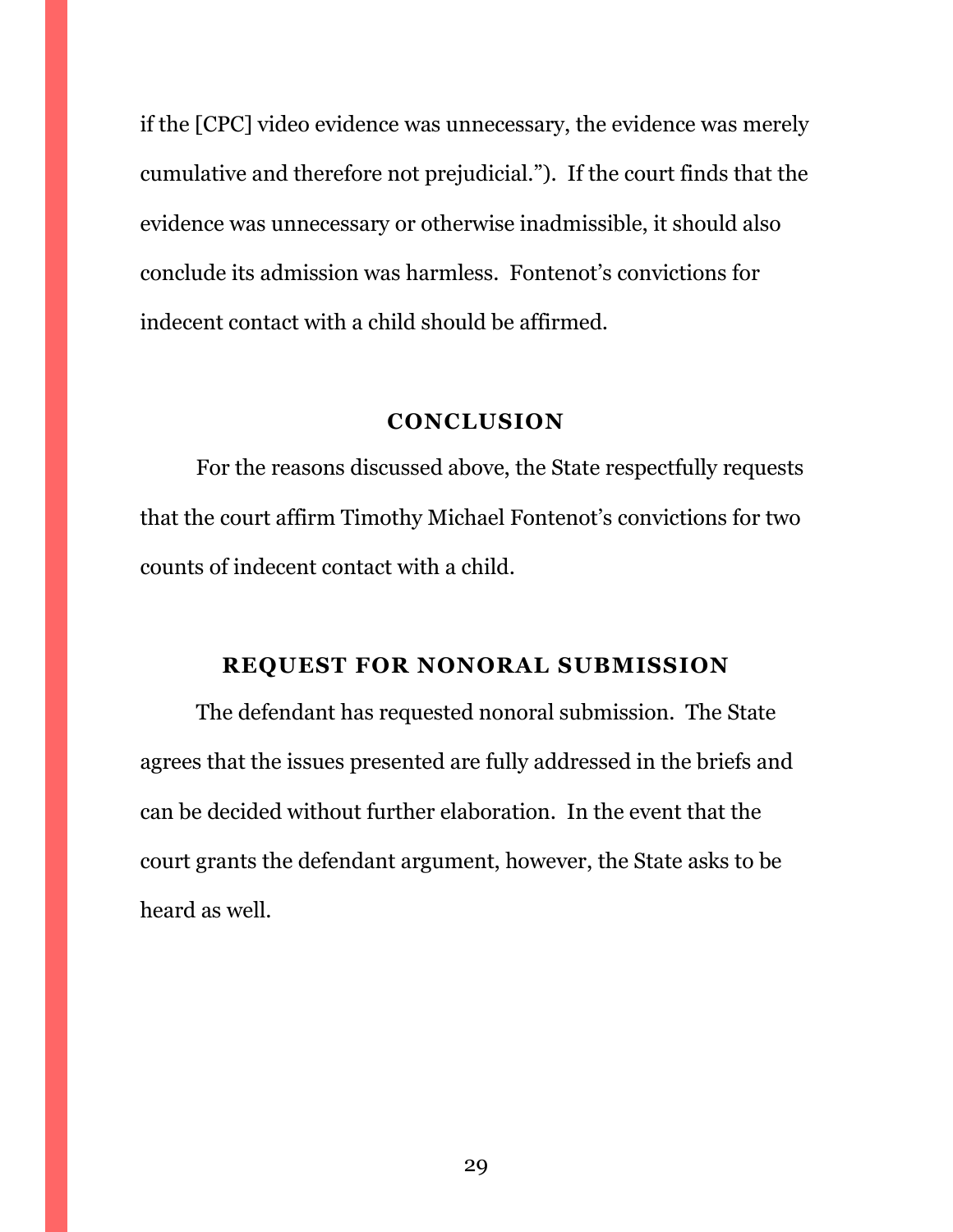if the [CPC] video evidence was unnecessary, the evidence was merely cumulative and therefore not prejudicial."). If the court finds that the evidence was unnecessary or otherwise inadmissible, it should also conclude its admission was harmless. Fontenot's convictions for indecent contact with a child should be affirmed.

## CONCLUSION

For the reasons discussed above, the State respectfully requests that the court affirm Timothy Michael Fontenot's convictions for two counts of indecent contact with a child.

## REQUEST FOR NONORAL SUBMISSION

The defendant has requested nonoral submission. The State agrees that the issues presented are fully addressed in the briefs and can be decided without further elaboration. In the event that the court grants the defendant argument, however, the State asks to be heard as well.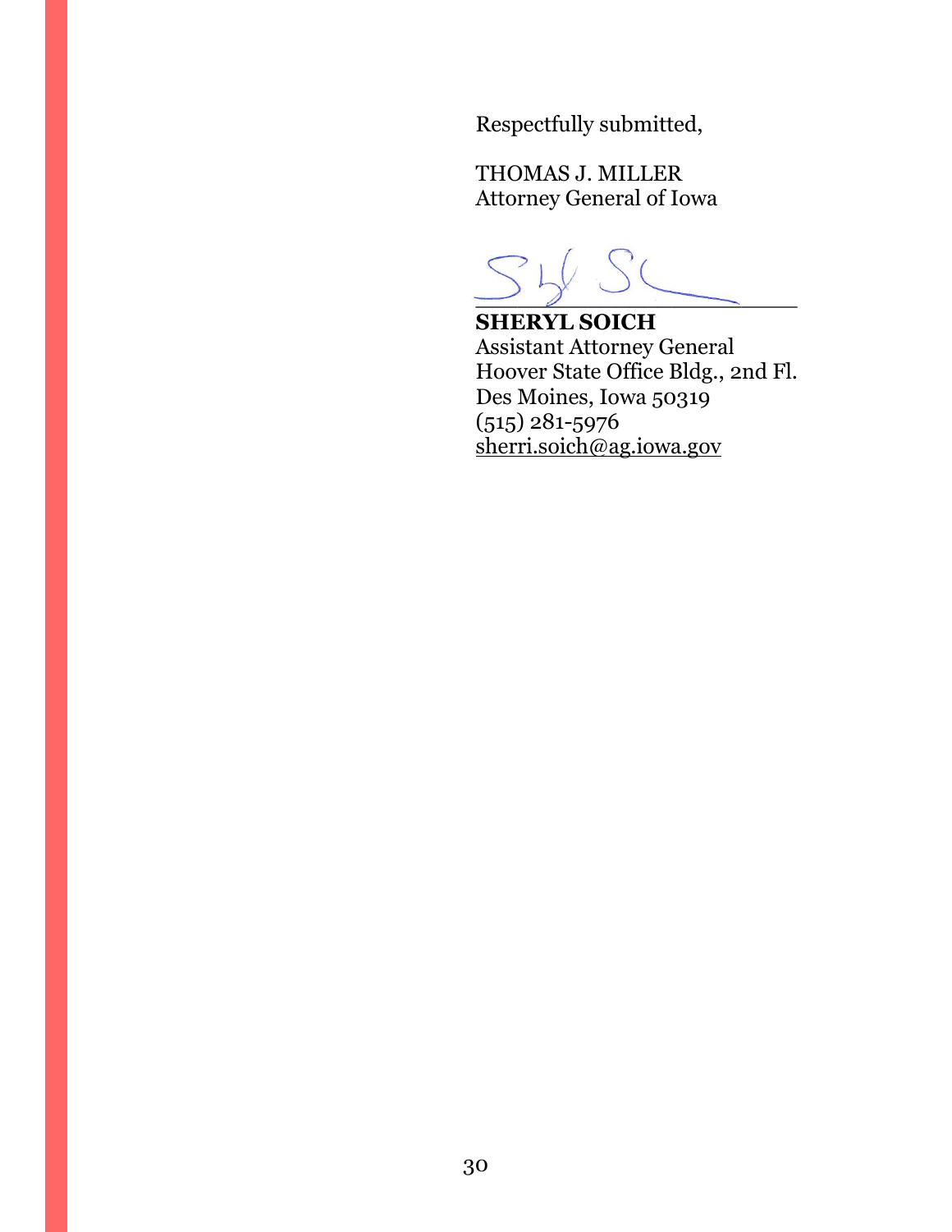Respectfully submitted,

THOMAS J. MILLER
Attorney General of Iowa

**SHERYL SOICH**
Assistant Attorney General
Hoover State Office Bldg., 2nd Fl.
Des Moines, Iowa 50319
(515) 281-5976
sherri.soich@ag.iowa.gov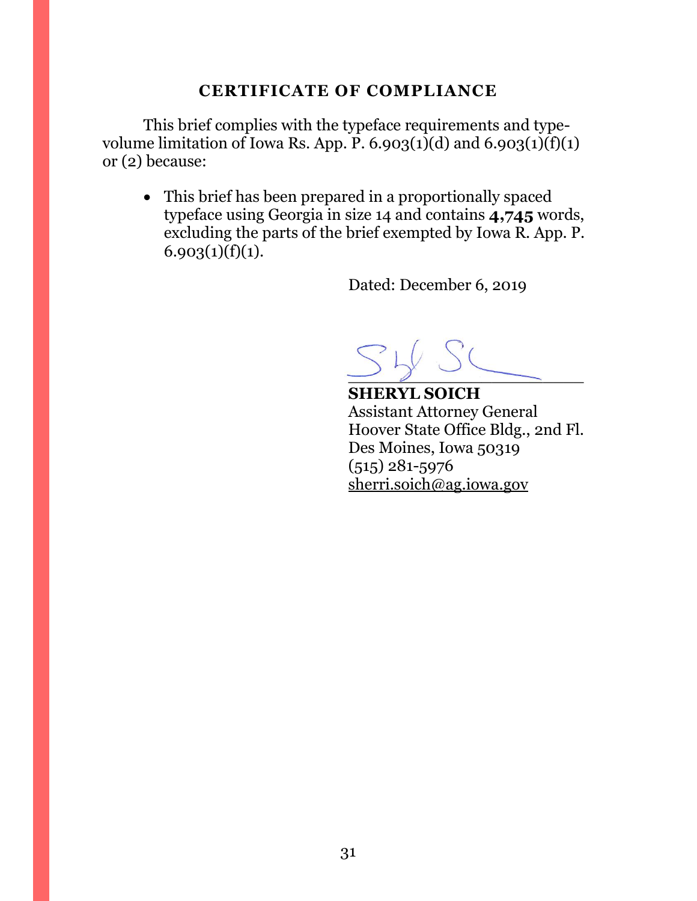## CERTIFICATE OF COMPLIANCE

This brief complies with the typeface requirements and type-volume limitation of Iowa Rs. App. P. 6.903(1)(d) and 6.903(1)(f)(1) or (2) because:

- This brief has been prepared in a proportionally spaced typeface using Georgia in size 14 and contains **4,745** words, excluding the parts of the brief exempted by Iowa R. App. P. 6.903(1)(f)(1).

Dated: December 6, 2019

\_\_\_\_\_\_\_\_\_\_\_\_\_\_\_\_\_\_\_\_\_\_\_\_

**SHERYL SOICH**
Assistant Attorney General
Hoover State Office Bldg., 2nd Fl.
Des Moines, Iowa 50319
(515) 281-5976
sherri.soich@ag.iowa.gov